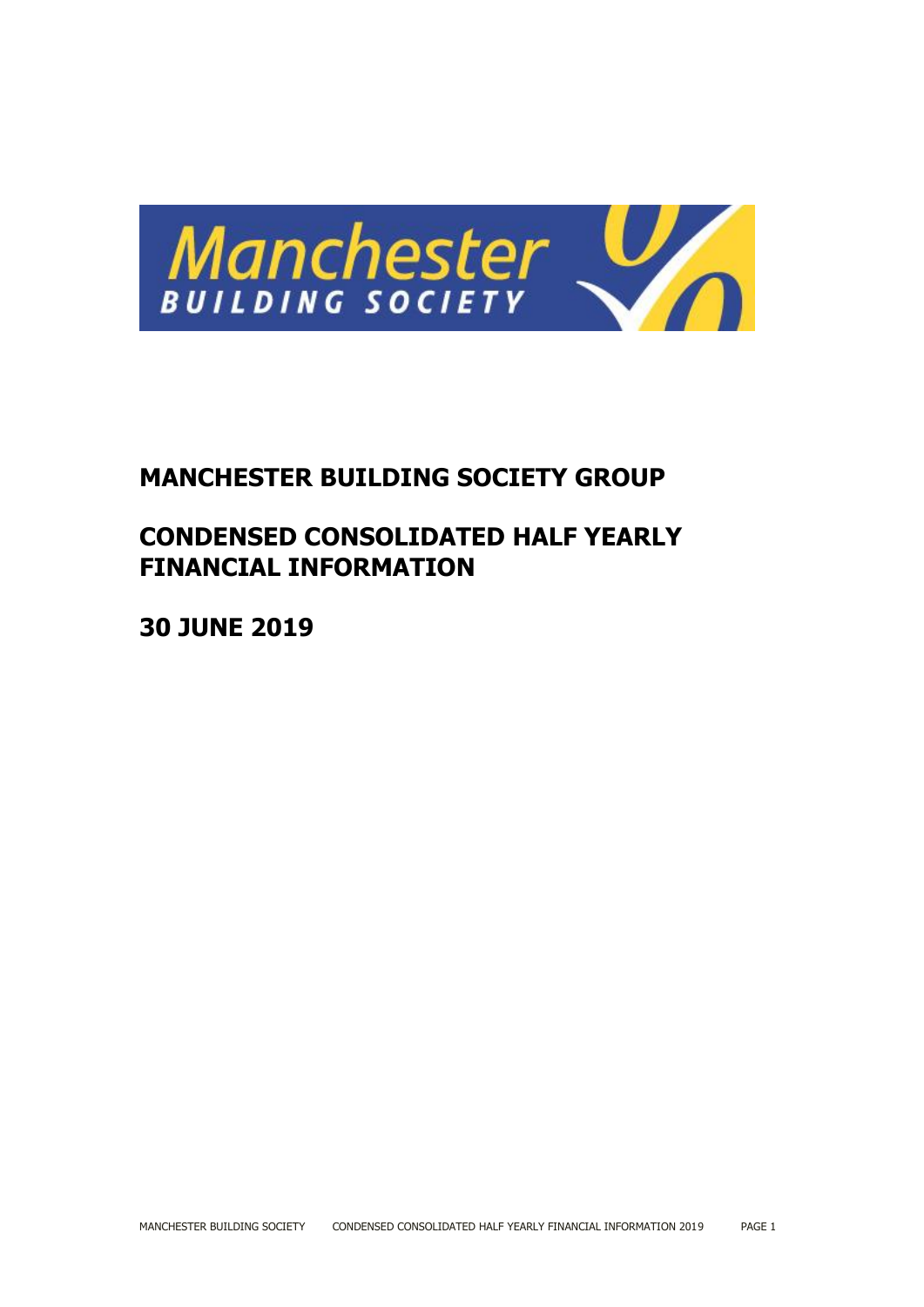# MANCHESTER BUILDING SOCIETY GROUP

# CONDENSED CONSOLIDATED HALF YEARLY FINANCIAL INFORMATION

# 30 JUNE 2019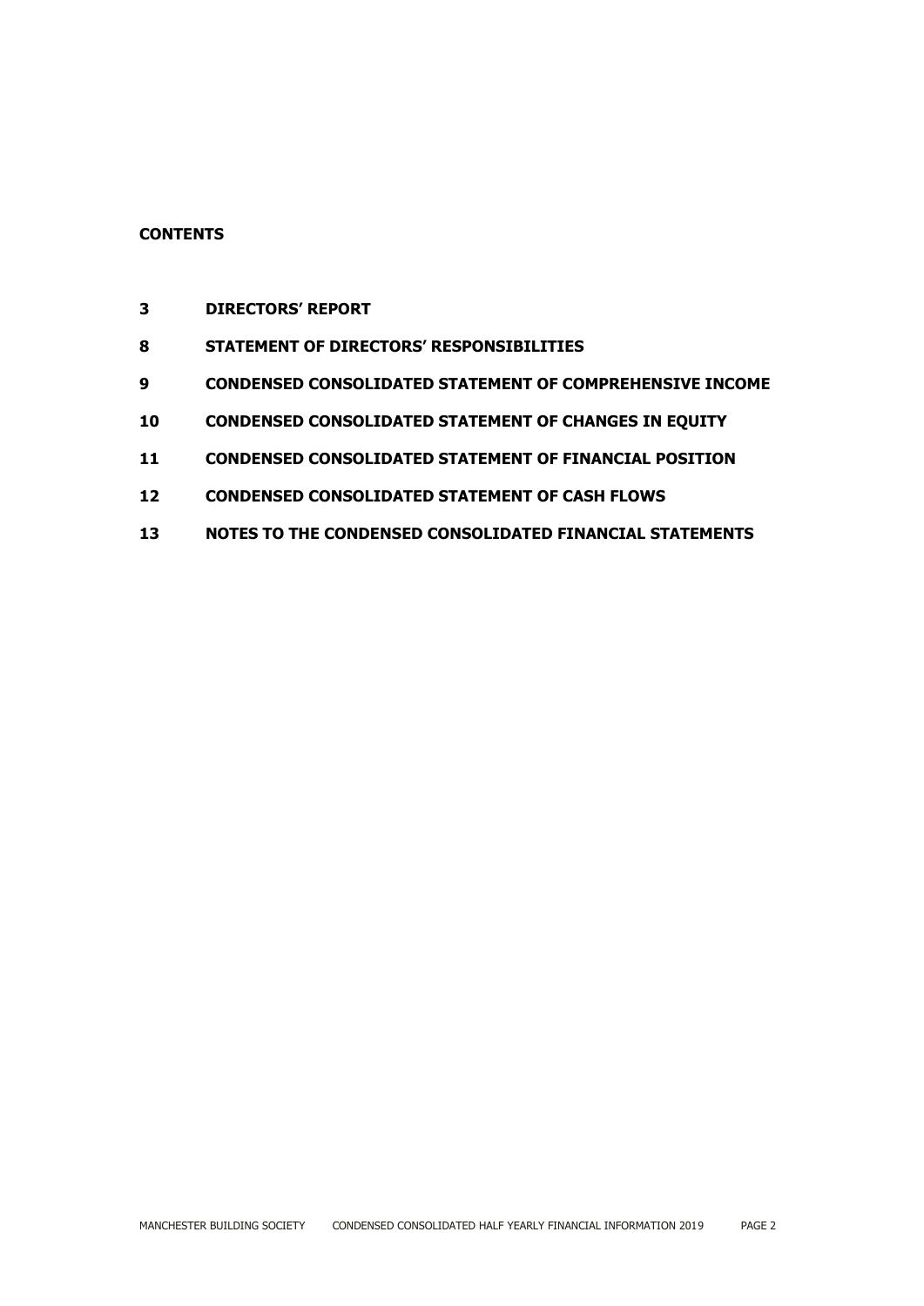**CONTENTS**

| | |
|---|---|
| **3** | **DIRECTORS' REPORT** |
| **8** | **STATEMENT OF DIRECTORS' RESPONSIBILITIES** |
| **9** | **CONDENSED CONSOLIDATED STATEMENT OF COMPREHENSIVE INCOME** |
| **10** | **CONDENSED CONSOLIDATED STATEMENT OF CHANGES IN EQUITY** |
| **11** | **CONDENSED CONSOLIDATED STATEMENT OF FINANCIAL POSITION** |
| **12** | **CONDENSED CONSOLIDATED STATEMENT OF CASH FLOWS** |
| **13** | **NOTES TO THE CONDENSED CONSOLIDATED FINANCIAL STATEMENTS** |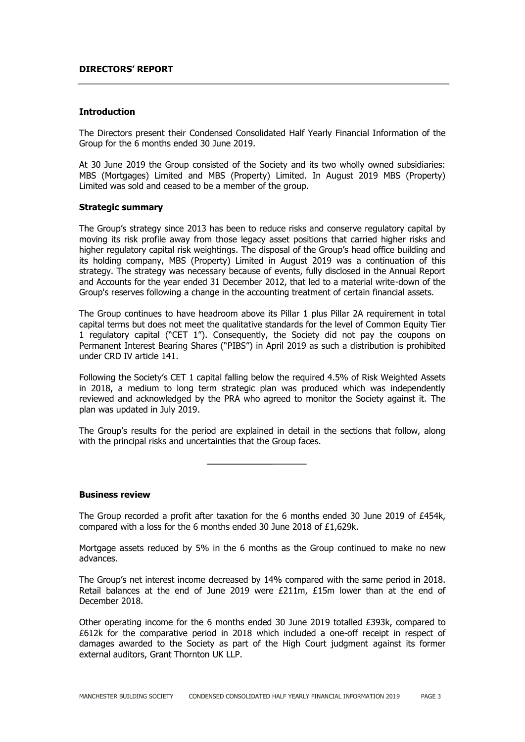## DIRECTORS' REPORT

### Introduction

The Directors present their Condensed Consolidated Half Yearly Financial Information of the Group for the 6 months ended 30 June 2019.

At 30 June 2019 the Group consisted of the Society and its two wholly owned subsidiaries: MBS (Mortgages) Limited and MBS (Property) Limited. In August 2019 MBS (Property) Limited was sold and ceased to be a member of the group.

### Strategic summary

The Group's strategy since 2013 has been to reduce risks and conserve regulatory capital by moving its risk profile away from those legacy asset positions that carried higher risks and higher regulatory capital risk weightings. The disposal of the Group's head office building and its holding company, MBS (Property) Limited in August 2019 was a continuation of this strategy. The strategy was necessary because of events, fully disclosed in the Annual Report and Accounts for the year ended 31 December 2012, that led to a material write-down of the Group's reserves following a change in the accounting treatment of certain financial assets.

The Group continues to have headroom above its Pillar 1 plus Pillar 2A requirement in total capital terms but does not meet the qualitative standards for the level of Common Equity Tier 1 regulatory capital ("CET 1"). Consequently, the Society did not pay the coupons on Permanent Interest Bearing Shares ("PIBS") in April 2019 as such a distribution is prohibited under CRD IV article 141.

Following the Society's CET 1 capital falling below the required 4.5% of Risk Weighted Assets in 2018, a medium to long term strategic plan was produced which was independently reviewed and acknowledged by the PRA who agreed to monitor the Society against it. The plan was updated in July 2019.

The Group's results for the period are explained in detail in the sections that follow, along with the principal risks and uncertainties that the Group faces.

---

### Business review

The Group recorded a profit after taxation for the 6 months ended 30 June 2019 of £454k, compared with a loss for the 6 months ended 30 June 2018 of £1,629k.

Mortgage assets reduced by 5% in the 6 months as the Group continued to make no new advances.

The Group's net interest income decreased by 14% compared with the same period in 2018. Retail balances at the end of June 2019 were £211m, £15m lower than at the end of December 2018.

Other operating income for the 6 months ended 30 June 2019 totalled £393k, compared to £612k for the comparative period in 2018 which included a one-off receipt in respect of damages awarded to the Society as part of the High Court judgment against its former external auditors, Grant Thornton UK LLP.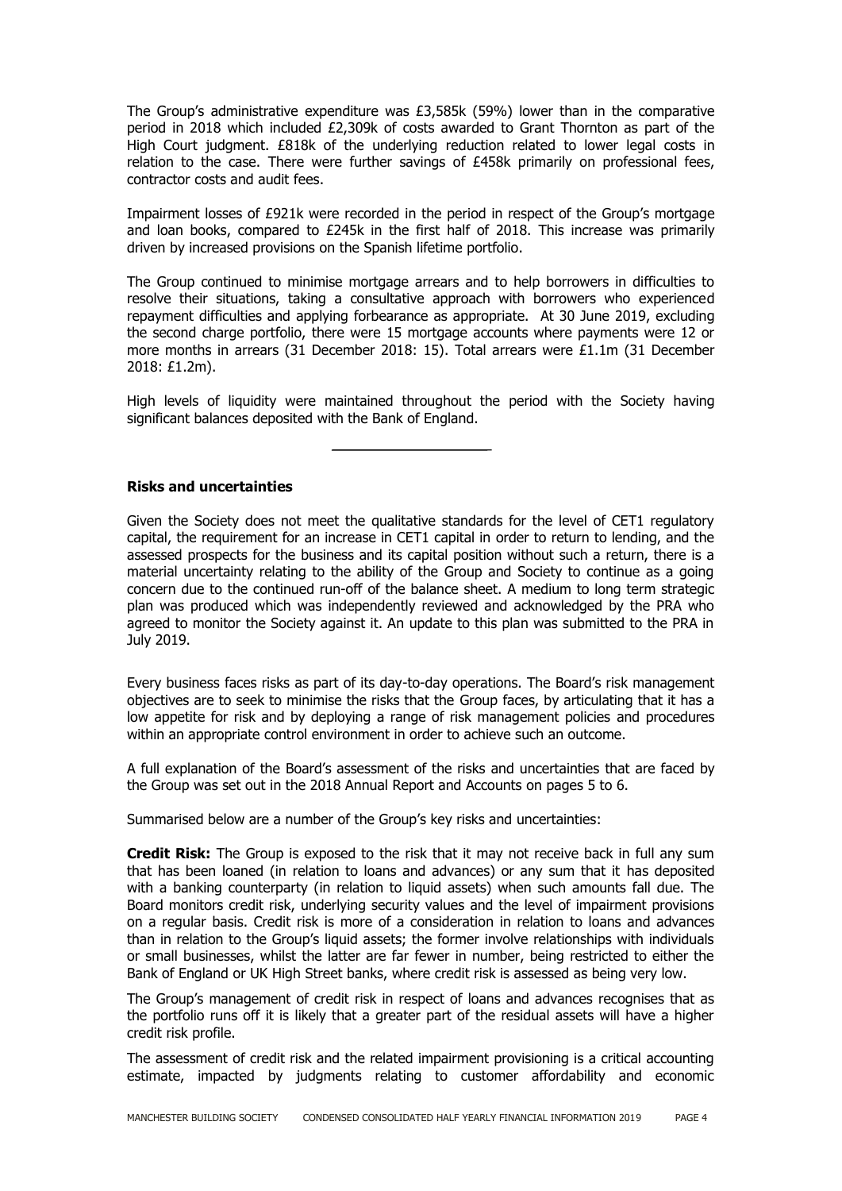The Group's administrative expenditure was £3,585k (59%) lower than in the comparative period in 2018 which included £2,309k of costs awarded to Grant Thornton as part of the High Court judgment. £818k of the underlying reduction related to lower legal costs in relation to the case. There were further savings of £458k primarily on professional fees, contractor costs and audit fees.

Impairment losses of £921k were recorded in the period in respect of the Group's mortgage and loan books, compared to £245k in the first half of 2018. This increase was primarily driven by increased provisions on the Spanish lifetime portfolio.

The Group continued to minimise mortgage arrears and to help borrowers in difficulties to resolve their situations, taking a consultative approach with borrowers who experienced repayment difficulties and applying forbearance as appropriate. At 30 June 2019, excluding the second charge portfolio, there were 15 mortgage accounts where payments were 12 or more months in arrears (31 December 2018: 15). Total arrears were £1.1m (31 December 2018: £1.2m).

High levels of liquidity were maintained throughout the period with the Society having significant balances deposited with the Bank of England.

---

**Risks and uncertainties**

Given the Society does not meet the qualitative standards for the level of CET1 regulatory capital, the requirement for an increase in CET1 capital in order to return to lending, and the assessed prospects for the business and its capital position without such a return, there is a material uncertainty relating to the ability of the Group and Society to continue as a going concern due to the continued run-off of the balance sheet. A medium to long term strategic plan was produced which was independently reviewed and acknowledged by the PRA who agreed to monitor the Society against it. An update to this plan was submitted to the PRA in July 2019.

Every business faces risks as part of its day-to-day operations. The Board's risk management objectives are to seek to minimise the risks that the Group faces, by articulating that it has a low appetite for risk and by deploying a range of risk management policies and procedures within an appropriate control environment in order to achieve such an outcome.

A full explanation of the Board's assessment of the risks and uncertainties that are faced by the Group was set out in the 2018 Annual Report and Accounts on pages 5 to 6.

Summarised below are a number of the Group's key risks and uncertainties:

**Credit Risk:** The Group is exposed to the risk that it may not receive back in full any sum that has been loaned (in relation to loans and advances) or any sum that it has deposited with a banking counterparty (in relation to liquid assets) when such amounts fall due. The Board monitors credit risk, underlying security values and the level of impairment provisions on a regular basis. Credit risk is more of a consideration in relation to loans and advances than in relation to the Group's liquid assets; the former involve relationships with individuals or small businesses, whilst the latter are far fewer in number, being restricted to either the Bank of England or UK High Street banks, where credit risk is assessed as being very low.

The Group's management of credit risk in respect of loans and advances recognises that as the portfolio runs off it is likely that a greater part of the residual assets will have a higher credit risk profile.

The assessment of credit risk and the related impairment provisioning is a critical accounting estimate, impacted by judgments relating to customer affordability and economic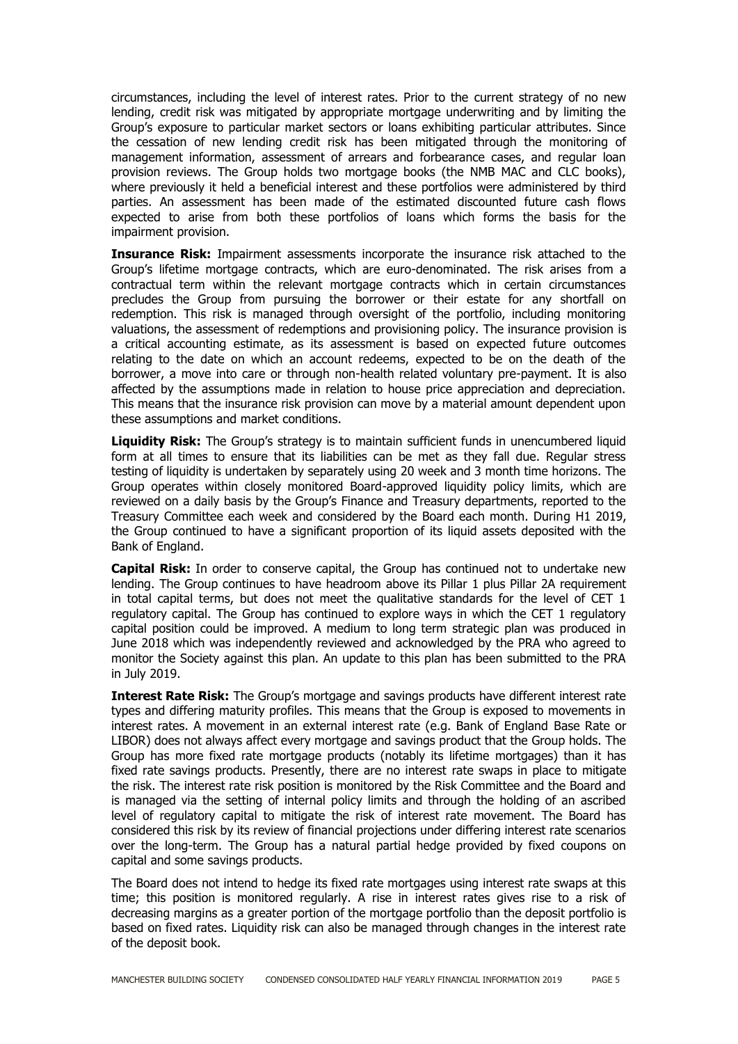circumstances, including the level of interest rates. Prior to the current strategy of no new lending, credit risk was mitigated by appropriate mortgage underwriting and by limiting the Group's exposure to particular market sectors or loans exhibiting particular attributes. Since the cessation of new lending credit risk has been mitigated through the monitoring of management information, assessment of arrears and forbearance cases, and regular loan provision reviews. The Group holds two mortgage books (the NMB MAC and CLC books), where previously it held a beneficial interest and these portfolios were administered by third parties. An assessment has been made of the estimated discounted future cash flows expected to arise from both these portfolios of loans which forms the basis for the impairment provision.

**Insurance Risk:** Impairment assessments incorporate the insurance risk attached to the Group's lifetime mortgage contracts, which are euro-denominated. The risk arises from a contractual term within the relevant mortgage contracts which in certain circumstances precludes the Group from pursuing the borrower or their estate for any shortfall on redemption. This risk is managed through oversight of the portfolio, including monitoring valuations, the assessment of redemptions and provisioning policy. The insurance provision is a critical accounting estimate, as its assessment is based on expected future outcomes relating to the date on which an account redeems, expected to be on the death of the borrower, a move into care or through non-health related voluntary pre-payment. It is also affected by the assumptions made in relation to house price appreciation and depreciation. This means that the insurance risk provision can move by a material amount dependent upon these assumptions and market conditions.

**Liquidity Risk:** The Group's strategy is to maintain sufficient funds in unencumbered liquid form at all times to ensure that its liabilities can be met as they fall due. Regular stress testing of liquidity is undertaken by separately using 20 week and 3 month time horizons. The Group operates within closely monitored Board-approved liquidity policy limits, which are reviewed on a daily basis by the Group's Finance and Treasury departments, reported to the Treasury Committee each week and considered by the Board each month. During H1 2019, the Group continued to have a significant proportion of its liquid assets deposited with the Bank of England.

**Capital Risk:** In order to conserve capital, the Group has continued not to undertake new lending. The Group continues to have headroom above its Pillar 1 plus Pillar 2A requirement in total capital terms, but does not meet the qualitative standards for the level of CET 1 regulatory capital. The Group has continued to explore ways in which the CET 1 regulatory capital position could be improved. A medium to long term strategic plan was produced in June 2018 which was independently reviewed and acknowledged by the PRA who agreed to monitor the Society against this plan. An update to this plan has been submitted to the PRA in July 2019.

**Interest Rate Risk:** The Group's mortgage and savings products have different interest rate types and differing maturity profiles. This means that the Group is exposed to movements in interest rates. A movement in an external interest rate (e.g. Bank of England Base Rate or LIBOR) does not always affect every mortgage and savings product that the Group holds. The Group has more fixed rate mortgage products (notably its lifetime mortgages) than it has fixed rate savings products. Presently, there are no interest rate swaps in place to mitigate the risk. The interest rate risk position is monitored by the Risk Committee and the Board and is managed via the setting of internal policy limits and through the holding of an ascribed level of regulatory capital to mitigate the risk of interest rate movement. The Board has considered this risk by its review of financial projections under differing interest rate scenarios over the long-term. The Group has a natural partial hedge provided by fixed coupons on capital and some savings products.

The Board does not intend to hedge its fixed rate mortgages using interest rate swaps at this time; this position is monitored regularly. A rise in interest rates gives rise to a risk of decreasing margins as a greater portion of the mortgage portfolio than the deposit portfolio is based on fixed rates. Liquidity risk can also be managed through changes in the interest rate of the deposit book.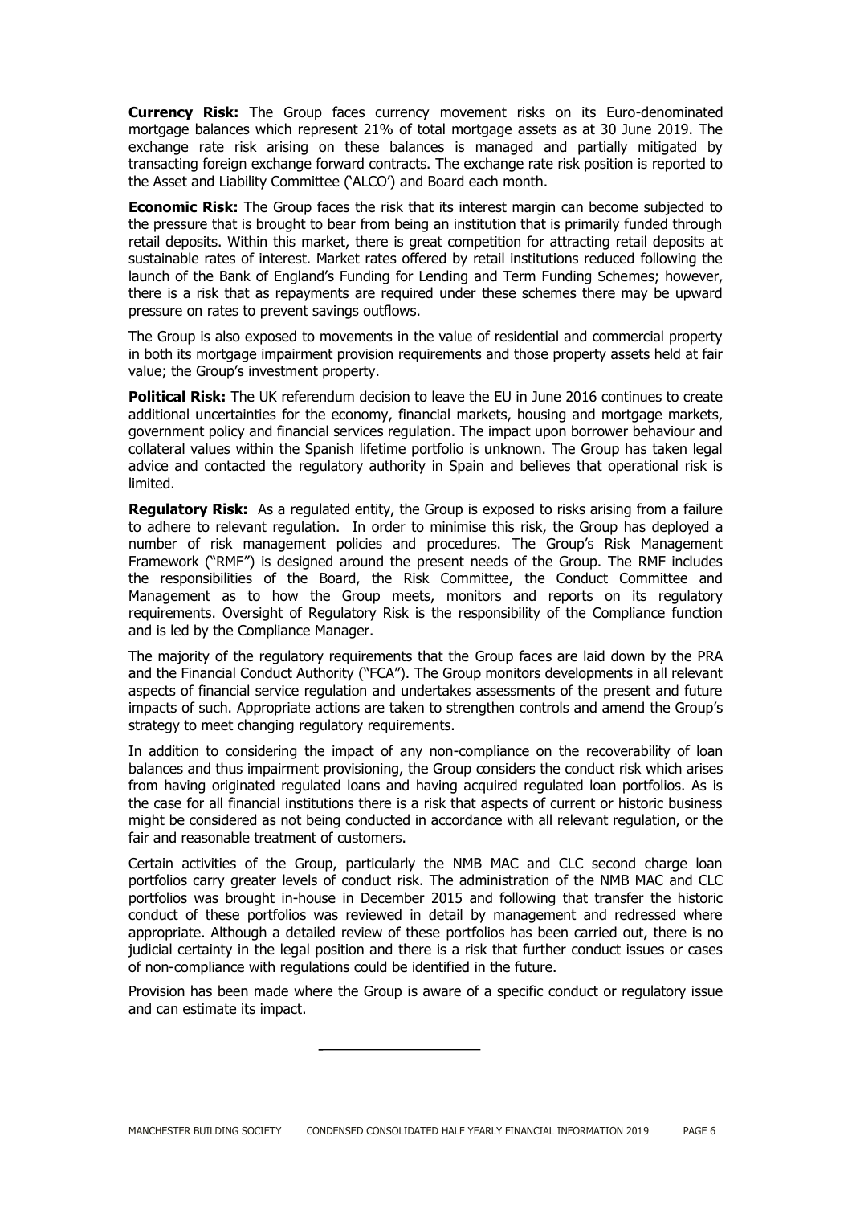**Currency Risk:** The Group faces currency movement risks on its Euro-denominated mortgage balances which represent 21% of total mortgage assets as at 30 June 2019. The exchange rate risk arising on these balances is managed and partially mitigated by transacting foreign exchange forward contracts. The exchange rate risk position is reported to the Asset and Liability Committee ('ALCO') and Board each month.

**Economic Risk:** The Group faces the risk that its interest margin can become subjected to the pressure that is brought to bear from being an institution that is primarily funded through retail deposits. Within this market, there is great competition for attracting retail deposits at sustainable rates of interest. Market rates offered by retail institutions reduced following the launch of the Bank of England's Funding for Lending and Term Funding Schemes; however, there is a risk that as repayments are required under these schemes there may be upward pressure on rates to prevent savings outflows.

The Group is also exposed to movements in the value of residential and commercial property in both its mortgage impairment provision requirements and those property assets held at fair value; the Group's investment property.

**Political Risk:** The UK referendum decision to leave the EU in June 2016 continues to create additional uncertainties for the economy, financial markets, housing and mortgage markets, government policy and financial services regulation. The impact upon borrower behaviour and collateral values within the Spanish lifetime portfolio is unknown. The Group has taken legal advice and contacted the regulatory authority in Spain and believes that operational risk is limited.

**Regulatory Risk:** As a regulated entity, the Group is exposed to risks arising from a failure to adhere to relevant regulation. In order to minimise this risk, the Group has deployed a number of risk management policies and procedures. The Group's Risk Management Framework ("RMF") is designed around the present needs of the Group. The RMF includes the responsibilities of the Board, the Risk Committee, the Conduct Committee and Management as to how the Group meets, monitors and reports on its regulatory requirements. Oversight of Regulatory Risk is the responsibility of the Compliance function and is led by the Compliance Manager.

The majority of the regulatory requirements that the Group faces are laid down by the PRA and the Financial Conduct Authority ("FCA"). The Group monitors developments in all relevant aspects of financial service regulation and undertakes assessments of the present and future impacts of such. Appropriate actions are taken to strengthen controls and amend the Group's strategy to meet changing regulatory requirements.

In addition to considering the impact of any non-compliance on the recoverability of loan balances and thus impairment provisioning, the Group considers the conduct risk which arises from having originated regulated loans and having acquired regulated loan portfolios. As is the case for all financial institutions there is a risk that aspects of current or historic business might be considered as not being conducted in accordance with all relevant regulation, or the fair and reasonable treatment of customers.

Certain activities of the Group, particularly the NMB MAC and CLC second charge loan portfolios carry greater levels of conduct risk. The administration of the NMB MAC and CLC portfolios was brought in-house in December 2015 and following that transfer the historic conduct of these portfolios was reviewed in detail by management and redressed where appropriate. Although a detailed review of these portfolios has been carried out, there is no judicial certainty in the legal position and there is a risk that further conduct issues or cases of non-compliance with regulations could be identified in the future.

Provision has been made where the Group is aware of a specific conduct or regulatory issue and can estimate its impact.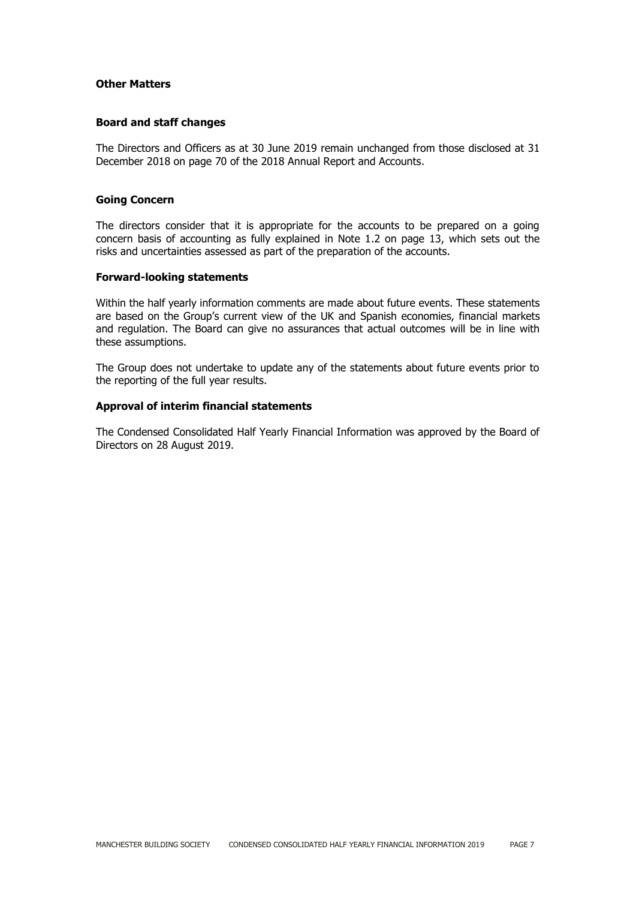## Other Matters

### Board and staff changes

The Directors and Officers as at 30 June 2019 remain unchanged from those disclosed at 31 December 2018 on page 70 of the 2018 Annual Report and Accounts.

### Going Concern

The directors consider that it is appropriate for the accounts to be prepared on a going concern basis of accounting as fully explained in Note 1.2 on page 13, which sets out the risks and uncertainties assessed as part of the preparation of the accounts.

### Forward-looking statements

Within the half yearly information comments are made about future events. These statements are based on the Group's current view of the UK and Spanish economies, financial markets and regulation. The Board can give no assurances that actual outcomes will be in line with these assumptions.

The Group does not undertake to update any of the statements about future events prior to the reporting of the full year results.

### Approval of interim financial statements

The Condensed Consolidated Half Yearly Financial Information was approved by the Board of Directors on 28 August 2019.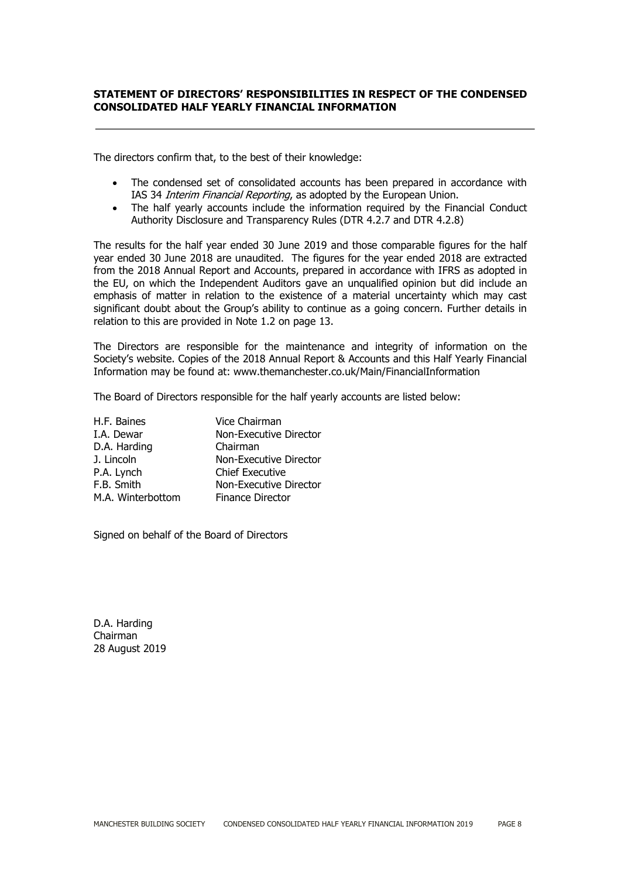## STATEMENT OF DIRECTORS' RESPONSIBILITIES IN RESPECT OF THE CONDENSED CONSOLIDATED HALF YEARLY FINANCIAL INFORMATION

The directors confirm that, to the best of their knowledge:

- The condensed set of consolidated accounts has been prepared in accordance with IAS 34 *Interim Financial Reporting*, as adopted by the European Union.
- The half yearly accounts include the information required by the Financial Conduct Authority Disclosure and Transparency Rules (DTR 4.2.7 and DTR 4.2.8)

The results for the half year ended 30 June 2019 and those comparable figures for the half year ended 30 June 2018 are unaudited. The figures for the year ended 2018 are extracted from the 2018 Annual Report and Accounts, prepared in accordance with IFRS as adopted in the EU, on which the Independent Auditors gave an unqualified opinion but did include an emphasis of matter in relation to the existence of a material uncertainty which may cast significant doubt about the Group's ability to continue as a going concern. Further details in relation to this are provided in Note 1.2 on page 13.

The Directors are responsible for the maintenance and integrity of information on the Society's website. Copies of the 2018 Annual Report & Accounts and this Half Yearly Financial Information may be found at: www.themanchester.co.uk/Main/FinancialInformation

The Board of Directors responsible for the half yearly accounts are listed below:

| | |
|---|---|
| H.F. Baines | Vice Chairman |
| I.A. Dewar | Non-Executive Director |
| D.A. Harding | Chairman |
| J. Lincoln | Non-Executive Director |
| P.A. Lynch | Chief Executive |
| F.B. Smith | Non-Executive Director |
| M.A. Winterbottom | Finance Director |

Signed on behalf of the Board of Directors

D.A. Harding
Chairman
28 August 2019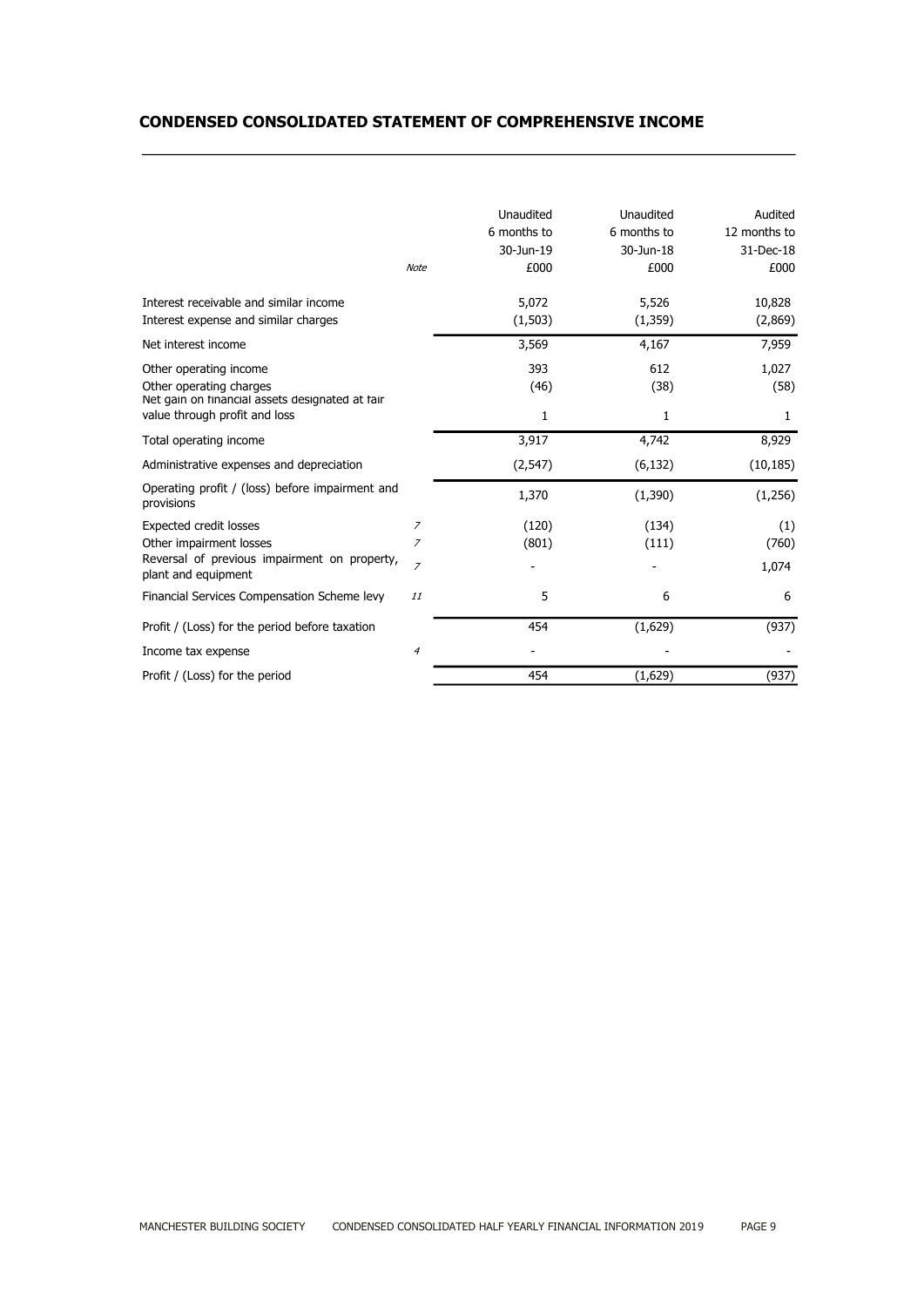## CONDENSED CONSOLIDATED STATEMENT OF COMPREHENSIVE INCOME

| | Note | Unaudited 6 months to 30-Jun-19 £000 | Unaudited 6 months to 30-Jun-18 £000 | Audited 12 months to 31-Dec-18 £000 |
|---|---|---|---|---|
| Interest receivable and similar income | | 5,072 | 5,526 | 10,828 |
| Interest expense and similar charges | | (1,503) | (1,359) | (2,869) |
| Net interest income | | 3,569 | 4,167 | 7,959 |
| Other operating income | | 393 | 612 | 1,027 |
| Other operating charges | | (46) | (38) | (58) |
| Net gain on financial assets designated at fair value through profit and loss | | 1 | 1 | 1 |
| Total operating income | | 3,917 | 4,742 | 8,929 |
| Administrative expenses and depreciation | | (2,547) | (6,132) | (10,185) |
| Operating profit / (loss) before impairment and provisions | | 1,370 | (1,390) | (1,256) |
| Expected credit losses | 7 | (120) | (134) | (1) |
| Other impairment losses | 7 | (801) | (111) | (760) |
| Reversal of previous impairment on property, plant and equipment | 7 | - | - | 1,074 |
| Financial Services Compensation Scheme levy | 11 | 5 | 6 | 6 |
| Profit / (Loss) for the period before taxation | | 454 | (1,629) | (937) |
| Income tax expense | 4 | - | - | - |
| Profit / (Loss) for the period | | 454 | (1,629) | (937) |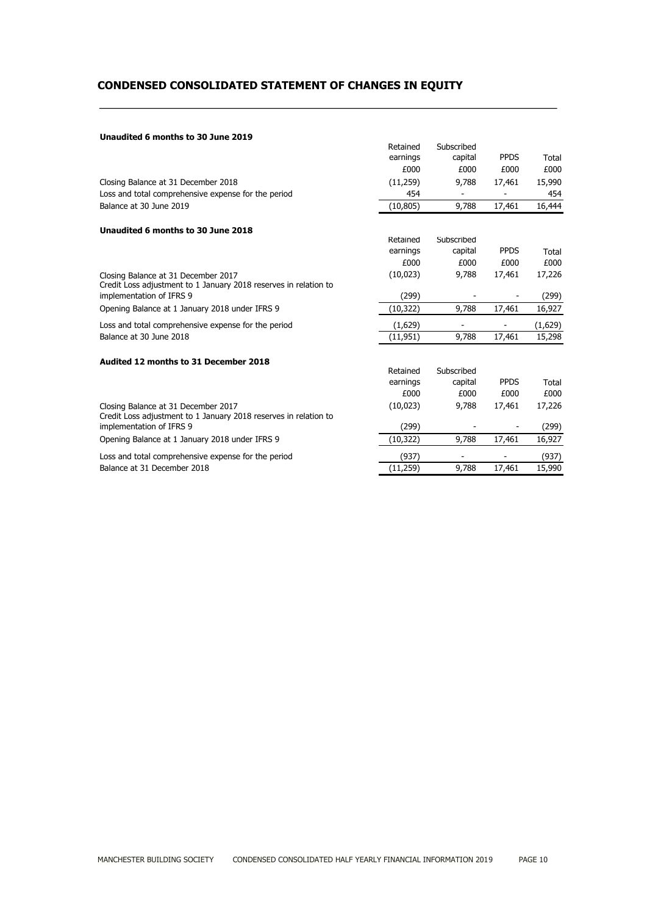# CONDENSED CONSOLIDATED STATEMENT OF CHANGES IN EQUITY

**Unaudited 6 months to 30 June 2019**

| | Retained earnings | Subscribed capital | PPDS | Total |
|---|---|---|---|---|
| | £000 | £000 | £000 | £000 |
| Closing Balance at 31 December 2018 | (11,259) | 9,788 | 17,461 | 15,990 |
| Loss and total comprehensive expense for the period | 454 | - | - | 454 |
| Balance at 30 June 2019 | (10,805) | 9,788 | 17,461 | 16,444 |

**Unaudited 6 months to 30 June 2018**

| | Retained earnings | Subscribed capital | PPDS | Total |
|---|---|---|---|---|
| | £000 | £000 | £000 | £000 |
| Closing Balance at 31 December 2017 | (10,023) | 9,788 | 17,461 | 17,226 |
| Credit Loss adjustment to 1 January 2018 reserves in relation to implementation of IFRS 9 | (299) | - | - | (299) |
| Opening Balance at 1 January 2018 under IFRS 9 | (10,322) | 9,788 | 17,461 | 16,927 |
| Loss and total comprehensive expense for the period | (1,629) | - | - | (1,629) |
| Balance at 30 June 2018 | (11,951) | 9,788 | 17,461 | 15,298 |

**Audited 12 months to 31 December 2018**

| | Retained earnings | Subscribed capital | PPDS | Total |
|---|---|---|---|---|
| | £000 | £000 | £000 | £000 |
| Closing Balance at 31 December 2017 | (10,023) | 9,788 | 17,461 | 17,226 |
| Credit Loss adjustment to 1 January 2018 reserves in relation to implementation of IFRS 9 | (299) | - | - | (299) |
| Opening Balance at 1 January 2018 under IFRS 9 | (10,322) | 9,788 | 17,461 | 16,927 |
| Loss and total comprehensive expense for the period | (937) | - | - | (937) |
| Balance at 31 December 2018 | (11,259) | 9,788 | 17,461 | 15,990 |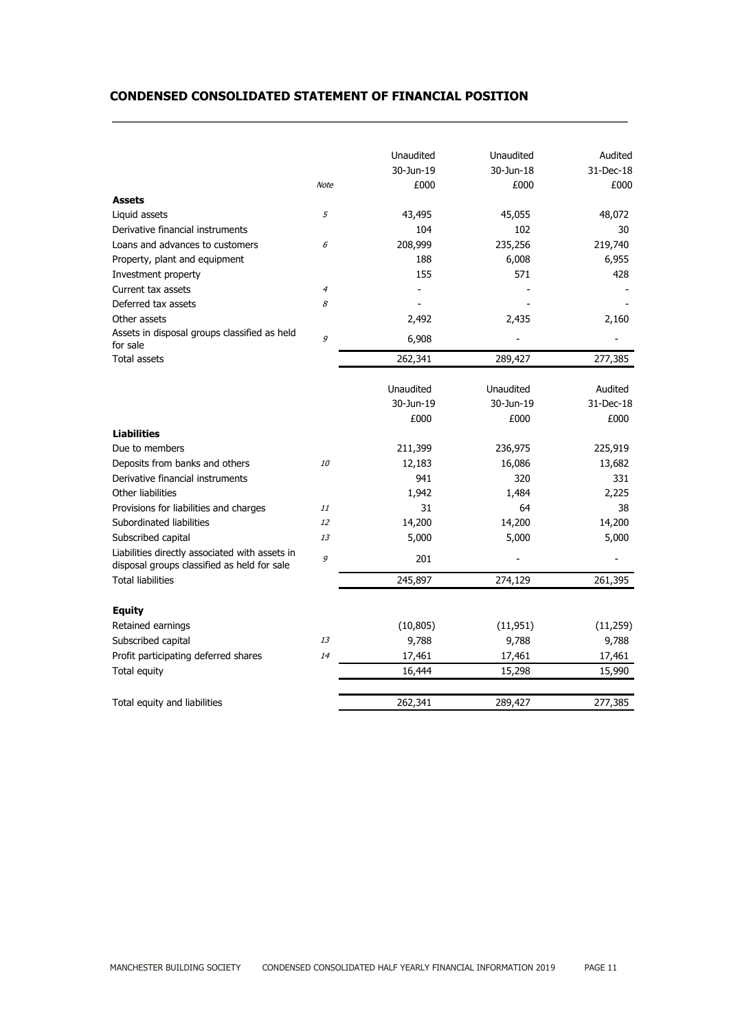## CONDENSED CONSOLIDATED STATEMENT OF FINANCIAL POSITION

| | Note | Unaudited 30-Jun-19 £000 | Unaudited 30-Jun-18 £000 | Audited 31-Dec-18 £000 |
|---|---|---|---|---|
| **Assets** | | | | |
| Liquid assets | *5* | 43,495 | 45,055 | 48,072 |
| Derivative financial instruments | | 104 | 102 | 30 |
| Loans and advances to customers | *6* | 208,999 | 235,256 | 219,740 |
| Property, plant and equipment | | 188 | 6,008 | 6,955 |
| Investment property | | 155 | 571 | 428 |
| Current tax assets | *4* | - | - | - |
| Deferred tax assets | *8* | - | - | - |
| Other assets | | 2,492 | 2,435 | 2,160 |
| Assets in disposal groups classified as held for sale | *9* | 6,908 | - | - |
| Total assets | | 262,341 | 289,427 | 277,385 |

| | Note | Unaudited 30-Jun-19 £000 | Unaudited 30-Jun-19 £000 | Audited 31-Dec-18 £000 |
|---|---|---|---|---|
| **Liabilities** | | | | |
| Due to members | | 211,399 | 236,975 | 225,919 |
| Deposits from banks and others | *10* | 12,183 | 16,086 | 13,682 |
| Derivative financial instruments | | 941 | 320 | 331 |
| Other liabilities | | 1,942 | 1,484 | 2,225 |
| Provisions for liabilities and charges | *11* | 31 | 64 | 38 |
| Subordinated liabilities | *12* | 14,200 | 14,200 | 14,200 |
| Subscribed capital | *13* | 5,000 | 5,000 | 5,000 |
| Liabilities directly associated with assets in disposal groups classified as held for sale | *9* | 201 | - | - |
| Total liabilities | | 245,897 | 274,129 | 261,395 |
| **Equity** | | | | |
| Retained earnings | | (10,805) | (11,951) | (11,259) |
| Subscribed capital | *13* | 9,788 | 9,788 | 9,788 |
| Profit participating deferred shares | *14* | 17,461 | 17,461 | 17,461 |
| Total equity | | 16,444 | 15,298 | 15,990 |
| Total equity and liabilities | | 262,341 | 289,427 | 277,385 |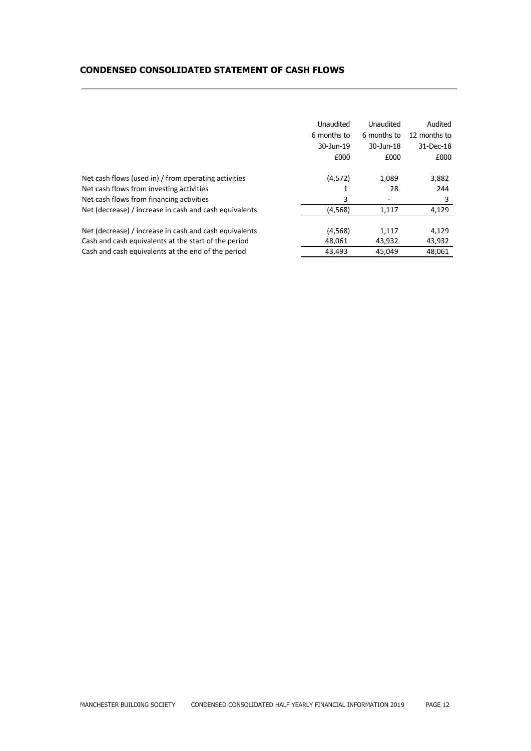## CONDENSED CONSOLIDATED STATEMENT OF CASH FLOWS

| | Unaudited 6 months to 30-Jun-19 £000 | Unaudited 6 months to 30-Jun-18 £000 | Audited 12 months to 31-Dec-18 £000 |
|---|---|---|---|
| Net cash flows (used in) / from operating activities | (4,572) | 1,089 | 3,882 |
| Net cash flows from investing activities | 1 | 28 | 244 |
| Net cash flows from financing activities | 3 | - | 3 |
| Net (decrease) / increase in cash and cash equivalents | (4,568) | 1,117 | 4,129 |
| | | | |
| Net (decrease) / increase in cash and cash equivalents | (4,568) | 1,117 | 4,129 |
| Cash and cash equivalents at the start of the period | 48,061 | 43,932 | 43,932 |
| Cash and cash equivalents at the end of the period | 43,493 | 45,049 | 48,061 |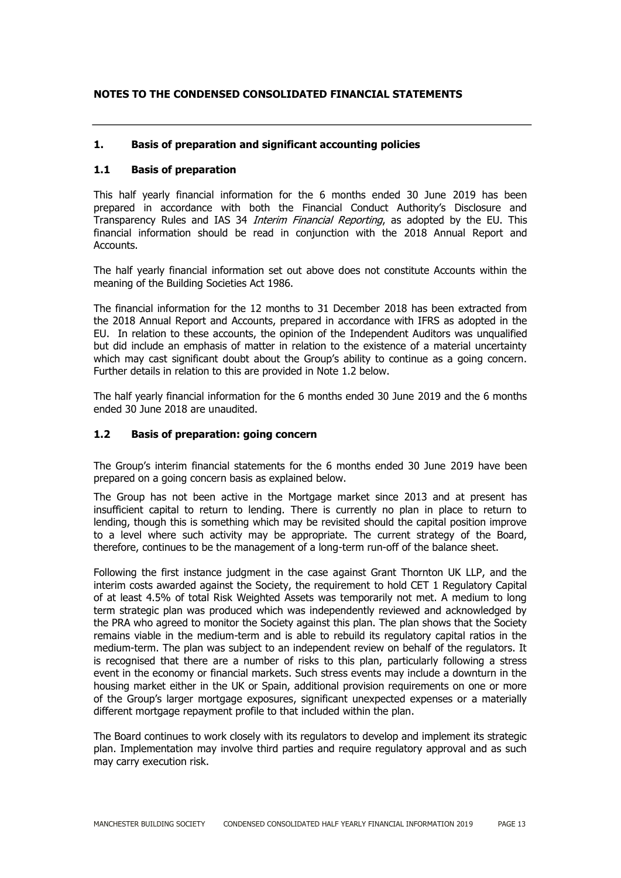# NOTES TO THE CONDENSED CONSOLIDATED FINANCIAL STATEMENTS

## 1. Basis of preparation and significant accounting policies

### 1.1 Basis of preparation

This half yearly financial information for the 6 months ended 30 June 2019 has been prepared in accordance with both the Financial Conduct Authority's Disclosure and Transparency Rules and IAS 34 *Interim Financial Reporting*, as adopted by the EU. This financial information should be read in conjunction with the 2018 Annual Report and Accounts.

The half yearly financial information set out above does not constitute Accounts within the meaning of the Building Societies Act 1986.

The financial information for the 12 months to 31 December 2018 has been extracted from the 2018 Annual Report and Accounts, prepared in accordance with IFRS as adopted in the EU. In relation to these accounts, the opinion of the Independent Auditors was unqualified but did include an emphasis of matter in relation to the existence of a material uncertainty which may cast significant doubt about the Group's ability to continue as a going concern. Further details in relation to this are provided in Note 1.2 below.

The half yearly financial information for the 6 months ended 30 June 2019 and the 6 months ended 30 June 2018 are unaudited.

### 1.2 Basis of preparation: going concern

The Group's interim financial statements for the 6 months ended 30 June 2019 have been prepared on a going concern basis as explained below.

The Group has not been active in the Mortgage market since 2013 and at present has insufficient capital to return to lending. There is currently no plan in place to return to lending, though this is something which may be revisited should the capital position improve to a level where such activity may be appropriate. The current strategy of the Board, therefore, continues to be the management of a long-term run-off of the balance sheet.

Following the first instance judgment in the case against Grant Thornton UK LLP, and the interim costs awarded against the Society, the requirement to hold CET 1 Regulatory Capital of at least 4.5% of total Risk Weighted Assets was temporarily not met. A medium to long term strategic plan was produced which was independently reviewed and acknowledged by the PRA who agreed to monitor the Society against this plan. The plan shows that the Society remains viable in the medium-term and is able to rebuild its regulatory capital ratios in the medium-term. The plan was subject to an independent review on behalf of the regulators. It is recognised that there are a number of risks to this plan, particularly following a stress event in the economy or financial markets. Such stress events may include a downturn in the housing market either in the UK or Spain, additional provision requirements on one or more of the Group's larger mortgage exposures, significant unexpected expenses or a materially different mortgage repayment profile to that included within the plan.

The Board continues to work closely with its regulators to develop and implement its strategic plan. Implementation may involve third parties and require regulatory approval and as such may carry execution risk.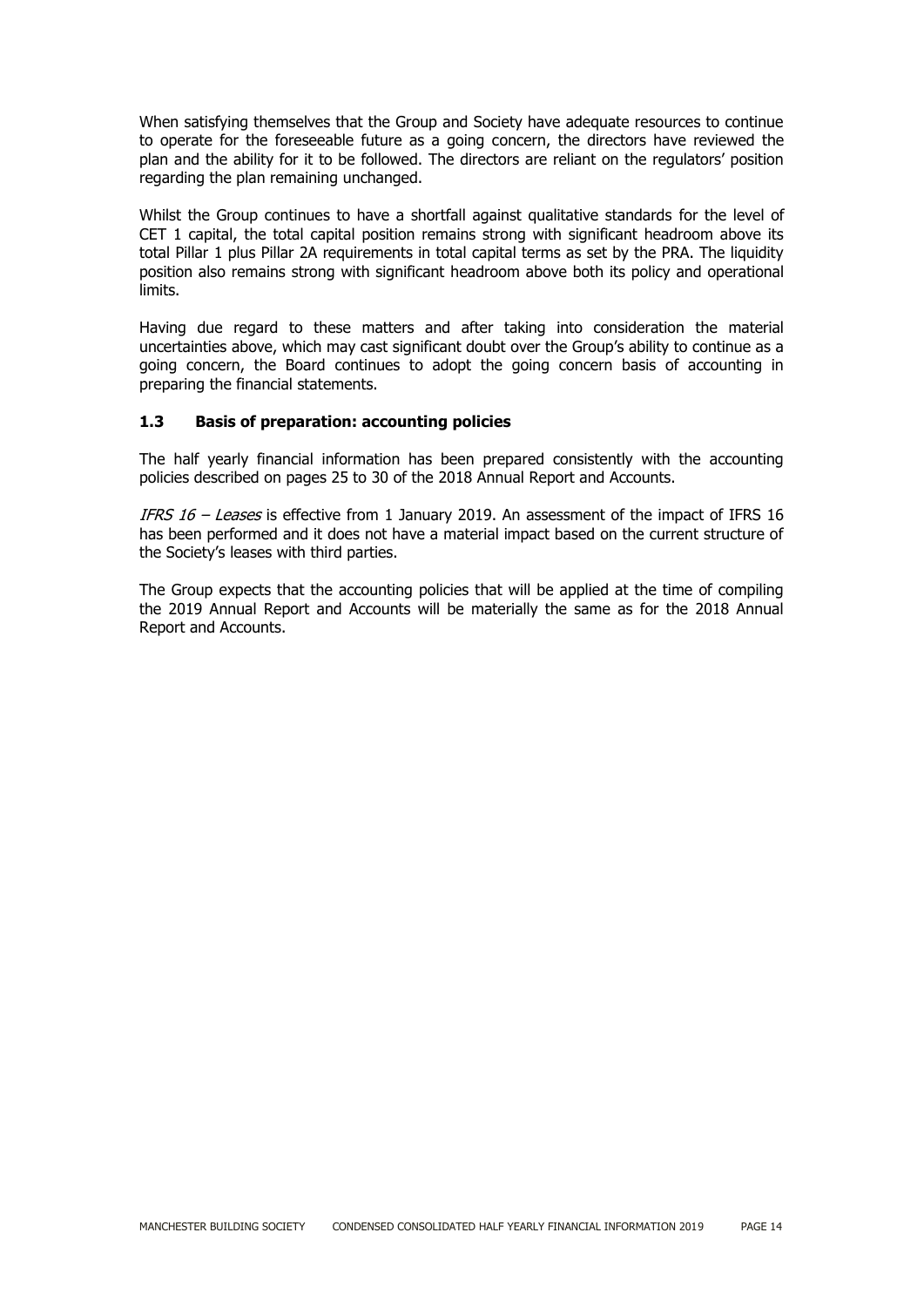When satisfying themselves that the Group and Society have adequate resources to continue to operate for the foreseeable future as a going concern, the directors have reviewed the plan and the ability for it to be followed. The directors are reliant on the regulators' position regarding the plan remaining unchanged.

Whilst the Group continues to have a shortfall against qualitative standards for the level of CET 1 capital, the total capital position remains strong with significant headroom above its total Pillar 1 plus Pillar 2A requirements in total capital terms as set by the PRA. The liquidity position also remains strong with significant headroom above both its policy and operational limits.

Having due regard to these matters and after taking into consideration the material uncertainties above, which may cast significant doubt over the Group's ability to continue as a going concern, the Board continues to adopt the going concern basis of accounting in preparing the financial statements.

## 1.3 Basis of preparation: accounting policies

The half yearly financial information has been prepared consistently with the accounting policies described on pages 25 to 30 of the 2018 Annual Report and Accounts.

*IFRS 16 – Leases* is effective from 1 January 2019. An assessment of the impact of IFRS 16 has been performed and it does not have a material impact based on the current structure of the Society's leases with third parties.

The Group expects that the accounting policies that will be applied at the time of compiling the 2019 Annual Report and Accounts will be materially the same as for the 2018 Annual Report and Accounts.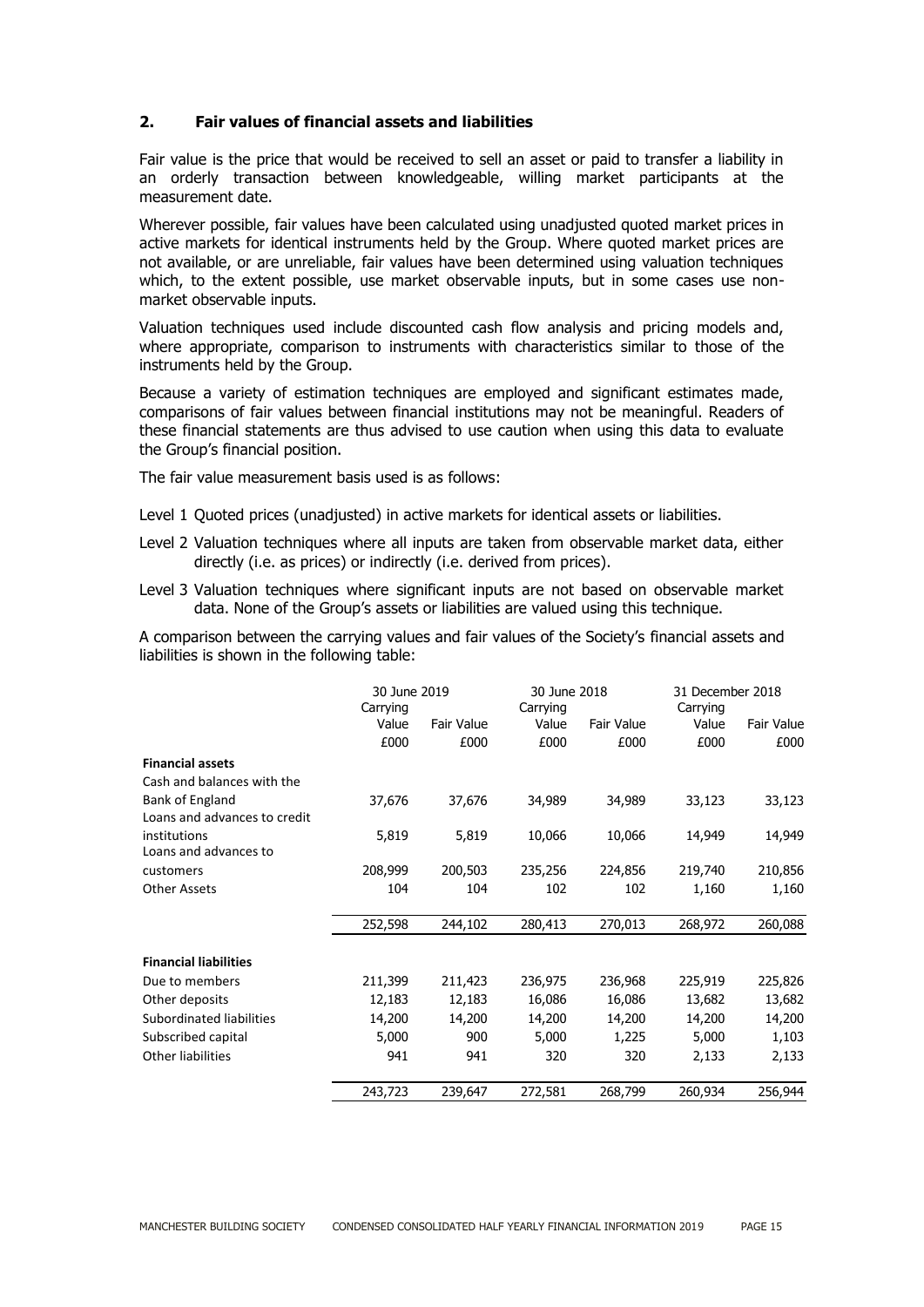## 2. Fair values of financial assets and liabilities

Fair value is the price that would be received to sell an asset or paid to transfer a liability in an orderly transaction between knowledgeable, willing market participants at the measurement date.

Wherever possible, fair values have been calculated using unadjusted quoted market prices in active markets for identical instruments held by the Group. Where quoted market prices are not available, or are unreliable, fair values have been determined using valuation techniques which, to the extent possible, use market observable inputs, but in some cases use non-market observable inputs.

Valuation techniques used include discounted cash flow analysis and pricing models and, where appropriate, comparison to instruments with characteristics similar to those of the instruments held by the Group.

Because a variety of estimation techniques are employed and significant estimates made, comparisons of fair values between financial institutions may not be meaningful. Readers of these financial statements are thus advised to use caution when using this data to evaluate the Group's financial position.

The fair value measurement basis used is as follows:

Level 1 Quoted prices (unadjusted) in active markets for identical assets or liabilities.

Level 2 Valuation techniques where all inputs are taken from observable market data, either directly (i.e. as prices) or indirectly (i.e. derived from prices).

Level 3 Valuation techniques where significant inputs are not based on observable market data. None of the Group's assets or liabilities are valued using this technique.

A comparison between the carrying values and fair values of the Society's financial assets and liabilities is shown in the following table:

| | 30 June 2019 | | 30 June 2018 | | 31 December 2018 | |
|---|---|---|---|---|---|---|
| | Carrying Value | Fair Value | Carrying Value | Fair Value | Carrying Value | Fair Value |
| | £000 | £000 | £000 | £000 | £000 | £000 |
| **Financial assets** | | | | | | |
| Cash and balances with the Bank of England | 37,676 | 37,676 | 34,989 | 34,989 | 33,123 | 33,123 |
| Loans and advances to credit institutions | 5,819 | 5,819 | 10,066 | 10,066 | 14,949 | 14,949 |
| Loans and advances to customers | 208,999 | 200,503 | 235,256 | 224,856 | 219,740 | 210,856 |
| Other Assets | 104 | 104 | 102 | 102 | 1,160 | 1,160 |
| | 252,598 | 244,102 | 280,413 | 270,013 | 268,972 | 260,088 |
| **Financial liabilities** | | | | | | |
| Due to members | 211,399 | 211,423 | 236,975 | 236,968 | 225,919 | 225,826 |
| Other deposits | 12,183 | 12,183 | 16,086 | 16,086 | 13,682 | 13,682 |
| Subordinated liabilities | 14,200 | 14,200 | 14,200 | 14,200 | 14,200 | 14,200 |
| Subscribed capital | 5,000 | 900 | 5,000 | 1,225 | 5,000 | 1,103 |
| Other liabilities | 941 | 941 | 320 | 320 | 2,133 | 2,133 |
| | 243,723 | 239,647 | 272,581 | 268,799 | 260,934 | 256,944 |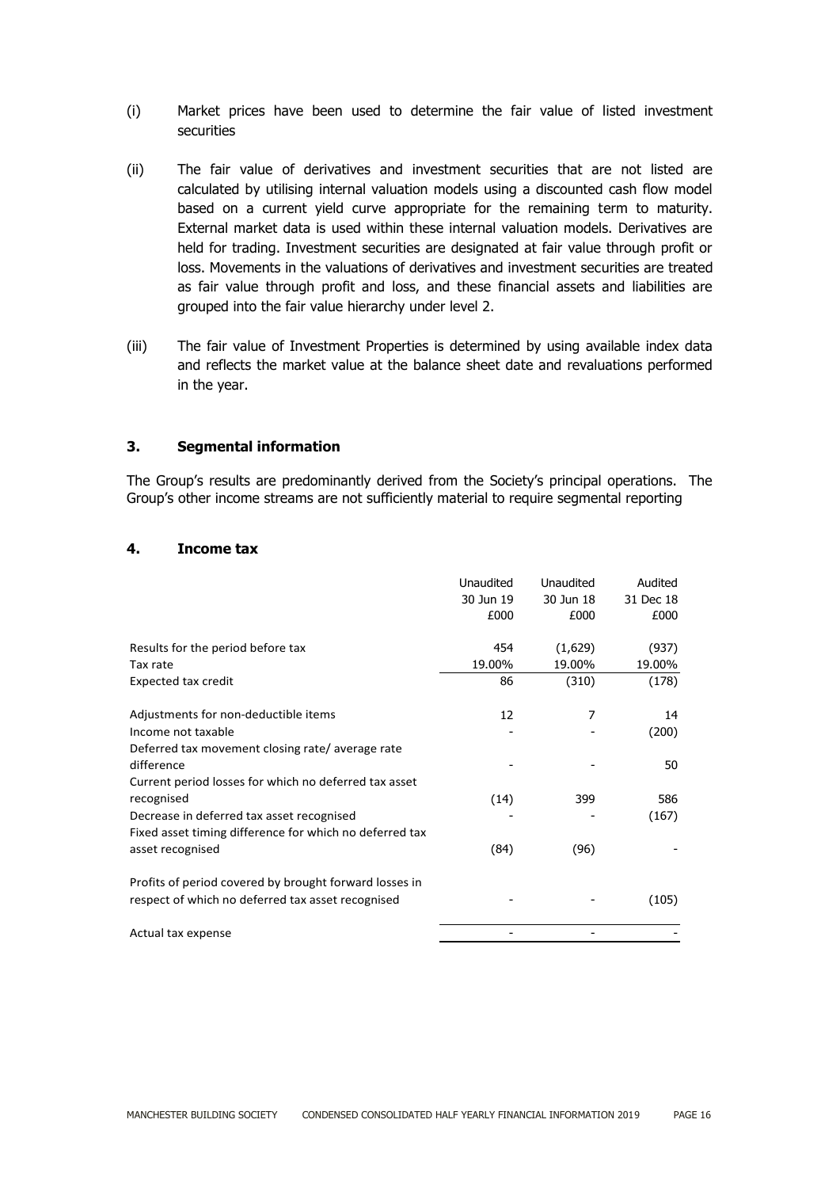(i) Market prices have been used to determine the fair value of listed investment securities

(ii) The fair value of derivatives and investment securities that are not listed are calculated by utilising internal valuation models using a discounted cash flow model based on a current yield curve appropriate for the remaining term to maturity. External market data is used within these internal valuation models. Derivatives are held for trading. Investment securities are designated at fair value through profit or loss. Movements in the valuations of derivatives and investment securities are treated as fair value through profit and loss, and these financial assets and liabilities are grouped into the fair value hierarchy under level 2.

(iii) The fair value of Investment Properties is determined by using available index data and reflects the market value at the balance sheet date and revaluations performed in the year.

## 3. Segmental information

The Group's results are predominantly derived from the Society's principal operations. The Group's other income streams are not sufficiently material to require segmental reporting

## 4. Income tax

| | Unaudited 30 Jun 19 £000 | Unaudited 30 Jun 18 £000 | Audited 31 Dec 18 £000 |
|---|---|---|---|
| Results for the period before tax | 454 | (1,629) | (937) |
| Tax rate | 19.00% | 19.00% | 19.00% |
| Expected tax credit | 86 | (310) | (178) |
| Adjustments for non-deductible items | 12 | 7 | 14 |
| Income not taxable | - | - | (200) |
| Deferred tax movement closing rate/ average rate difference | - | - | 50 |
| Current period losses for which no deferred tax asset recognised | (14) | 399 | 586 |
| Decrease in deferred tax asset recognised | - | - | (167) |
| Fixed asset timing difference for which no deferred tax asset recognised | (84) | (96) | - |
| Profits of period covered by brought forward losses in respect of which no deferred tax asset recognised | - | - | (105) |
| Actual tax expense | - | - | - |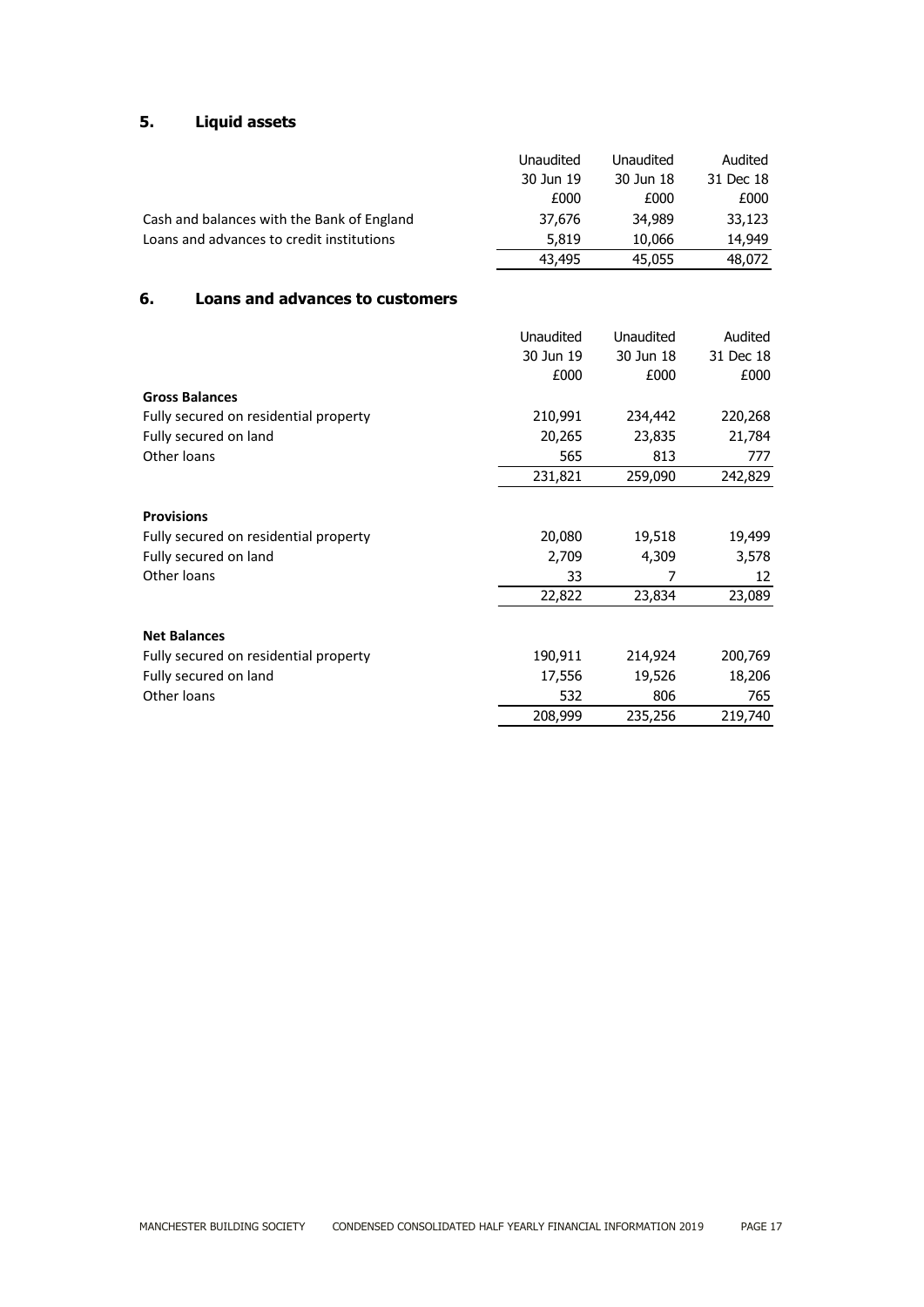## 5. Liquid assets

| | Unaudited 30 Jun 19 £000 | Unaudited 30 Jun 18 £000 | Audited 31 Dec 18 £000 |
|---|---|---|---|
| Cash and balances with the Bank of England | 37,676 | 34,989 | 33,123 |
| Loans and advances to credit institutions | 5,819 | 10,066 | 14,949 |
| | 43,495 | 45,055 | 48,072 |

## 6. Loans and advances to customers

| | Unaudited 30 Jun 19 £000 | Unaudited 30 Jun 18 £000 | Audited 31 Dec 18 £000 |
|---|---|---|---|
| **Gross Balances** | | | |
| Fully secured on residential property | 210,991 | 234,442 | 220,268 |
| Fully secured on land | 20,265 | 23,835 | 21,784 |
| Other loans | 565 | 813 | 777 |
| | 231,821 | 259,090 | 242,829 |
| **Provisions** | | | |
| Fully secured on residential property | 20,080 | 19,518 | 19,499 |
| Fully secured on land | 2,709 | 4,309 | 3,578 |
| Other loans | 33 | 7 | 12 |
| | 22,822 | 23,834 | 23,089 |
| **Net Balances** | | | |
| Fully secured on residential property | 190,911 | 214,924 | 200,769 |
| Fully secured on land | 17,556 | 19,526 | 18,206 |
| Other loans | 532 | 806 | 765 |
| | 208,999 | 235,256 | 219,740 |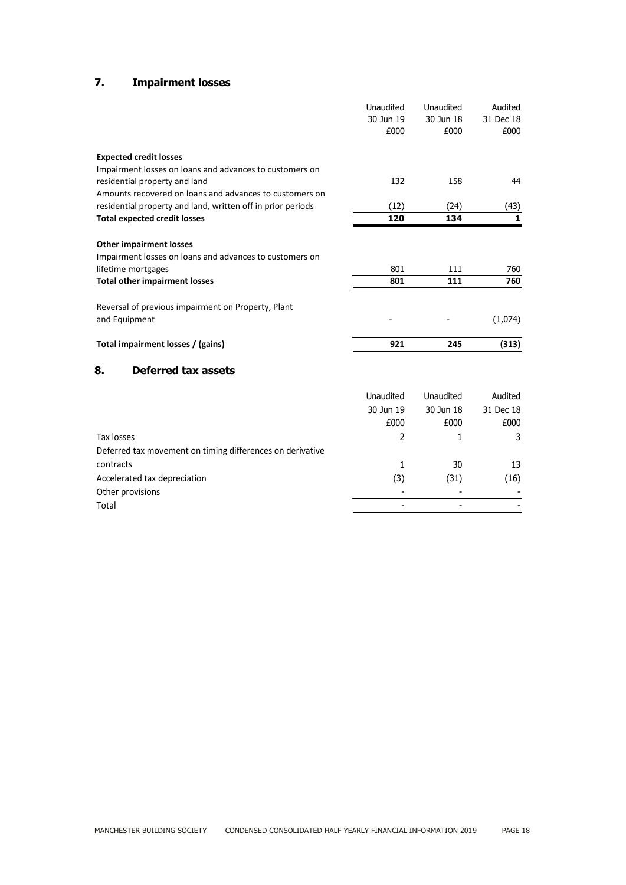## 7. Impairment losses

| | Unaudited 30 Jun 19 £000 | Unaudited 30 Jun 18 £000 | Audited 31 Dec 18 £000 |
|---|---|---|---|
| **Expected credit losses** | | | |
| Impairment losses on loans and advances to customers on residential property and land | 132 | 158 | 44 |
| Amounts recovered on loans and advances to customers on residential property and land, written off in prior periods | (12) | (24) | (43) |
| **Total expected credit losses** | **120** | **134** | **1** |
| **Other impairment losses** | | | |
| Impairment losses on loans and advances to customers on lifetime mortgages | 801 | 111 | 760 |
| **Total other impairment losses** | **801** | **111** | **760** |
| Reversal of previous impairment on Property, Plant and Equipment | - | - | (1,074) |
| **Total impairment losses / (gains)** | **921** | **245** | **(313)** |

## 8. Deferred tax assets

| | Unaudited 30 Jun 19 £000 | Unaudited 30 Jun 18 £000 | Audited 31 Dec 18 £000 |
|---|---|---|---|
| Tax losses | 2 | 1 | 3 |
| Deferred tax movement on timing differences on derivative contracts | 1 | 30 | 13 |
| Accelerated tax depreciation | (3) | (31) | (16) |
| Other provisions | - | - | - |
| Total | - | - | - |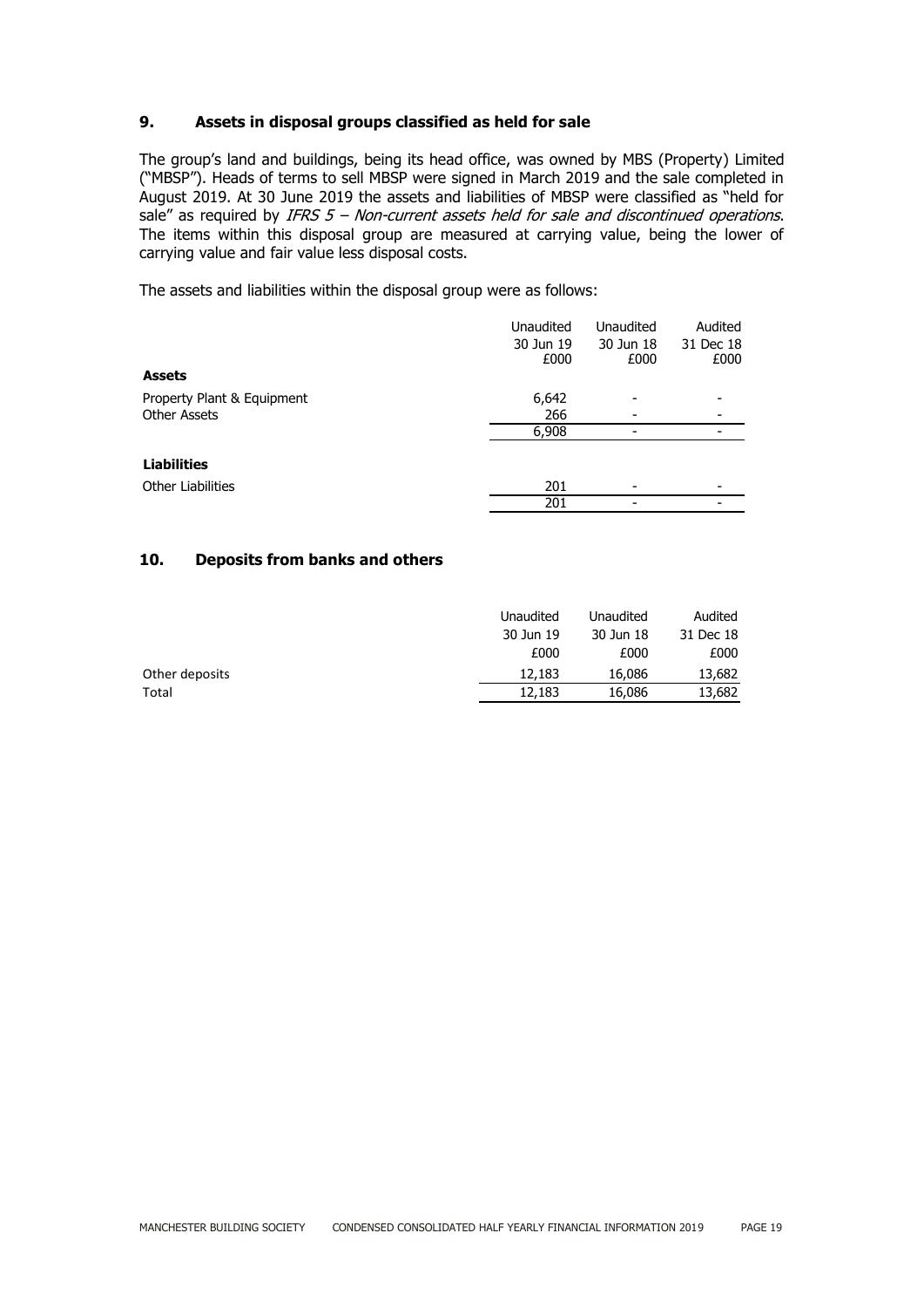## 9. Assets in disposal groups classified as held for sale

The group's land and buildings, being its head office, was owned by MBS (Property) Limited ("MBSP"). Heads of terms to sell MBSP were signed in March 2019 and the sale completed in August 2019. At 30 June 2019 the assets and liabilities of MBSP were classified as "held for sale" as required by *IFRS 5 – Non-current assets held for sale and discontinued operations*. The items within this disposal group are measured at carrying value, being the lower of carrying value and fair value less disposal costs.

The assets and liabilities within the disposal group were as follows:

| | Unaudited 30 Jun 19 £000 | Unaudited 30 Jun 18 £000 | Audited 31 Dec 18 £000 |
|---|---|---|---|
| **Assets** | | | |
| Property Plant & Equipment | 6,642 | - | - |
| Other Assets | 266 | - | - |
| | 6,908 | - | - |
| **Liabilities** | | | |
| Other Liabilities | 201 | - | - |
| | 201 | - | - |

## 10. Deposits from banks and others

| | Unaudited 30 Jun 19 £000 | Unaudited 30 Jun 18 £000 | Audited 31 Dec 18 £000 |
|---|---|---|---|
| Other deposits | 12,183 | 16,086 | 13,682 |
| Total | 12,183 | 16,086 | 13,682 |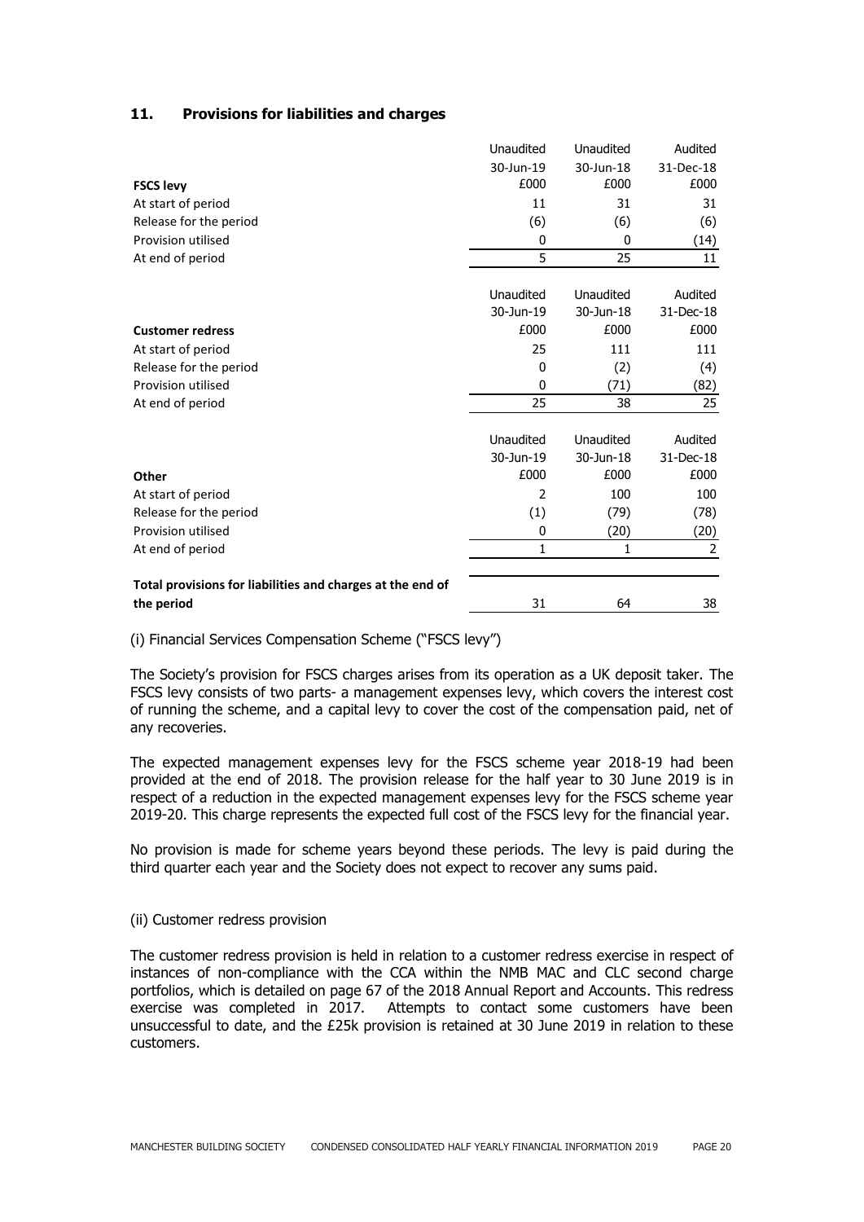## 11. Provisions for liabilities and charges

| **FSCS levy** | Unaudited 30-Jun-19 £000 | Unaudited 30-Jun-18 £000 | Audited 31-Dec-18 £000 |
|---|---|---|---|
| At start of period | 11 | 31 | 31 |
| Release for the period | (6) | (6) | (6) |
| Provision utilised | 0 | 0 | (14) |
| At end of period | 5 | 25 | 11 |

| **Customer redress** | Unaudited 30-Jun-19 £000 | Unaudited 30-Jun-18 £000 | Audited 31-Dec-18 £000 |
|---|---|---|---|
| At start of period | 25 | 111 | 111 |
| Release for the period | 0 | (2) | (4) |
| Provision utilised | 0 | (71) | (82) |
| At end of period | 25 | 38 | 25 |

| **Other** | Unaudited 30-Jun-19 £000 | Unaudited 30-Jun-18 £000 | Audited 31-Dec-18 £000 |
|---|---|---|---|
| At start of period | 2 | 100 | 100 |
| Release for the period | (1) | (79) | (78) |
| Provision utilised | 0 | (20) | (20) |
| At end of period | 1 | 1 | 2 |
| **Total provisions for liabilities and charges at the end of the period** | 31 | 64 | 38 |

(i) Financial Services Compensation Scheme ("FSCS levy")

The Society's provision for FSCS charges arises from its operation as a UK deposit taker. The FSCS levy consists of two parts- a management expenses levy, which covers the interest cost of running the scheme, and a capital levy to cover the cost of the compensation paid, net of any recoveries.

The expected management expenses levy for the FSCS scheme year 2018-19 had been provided at the end of 2018. The provision release for the half year to 30 June 2019 is in respect of a reduction in the expected management expenses levy for the FSCS scheme year 2019-20. This charge represents the expected full cost of the FSCS levy for the financial year.

No provision is made for scheme years beyond these periods. The levy is paid during the third quarter each year and the Society does not expect to recover any sums paid.

(ii) Customer redress provision

The customer redress provision is held in relation to a customer redress exercise in respect of instances of non-compliance with the CCA within the NMB MAC and CLC second charge portfolios, which is detailed on page 67 of the 2018 Annual Report and Accounts. This redress exercise was completed in 2017. Attempts to contact some customers have been unsuccessful to date, and the £25k provision is retained at 30 June 2019 in relation to these customers.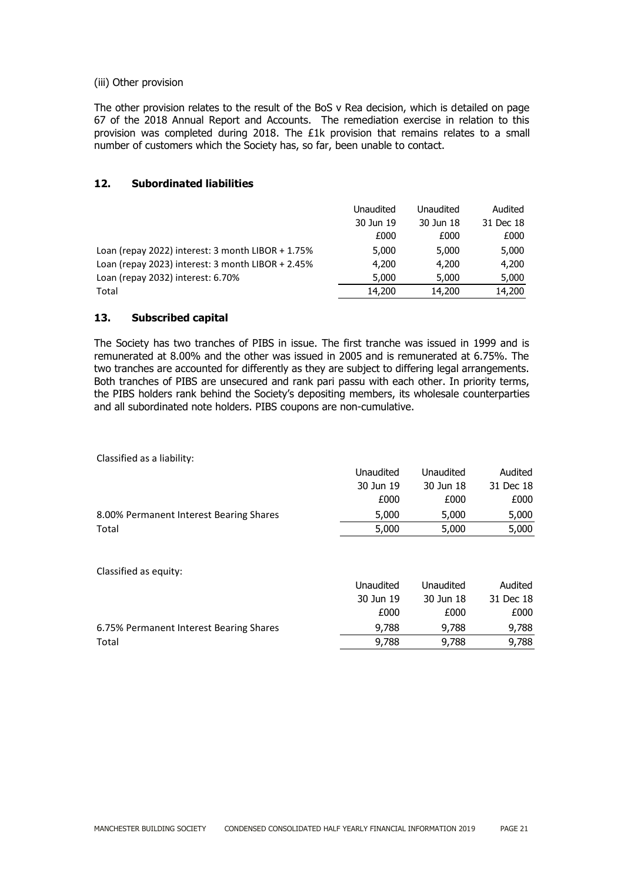(iii) Other provision

The other provision relates to the result of the BoS v Rea decision, which is detailed on page 67 of the 2018 Annual Report and Accounts. The remediation exercise in relation to this provision was completed during 2018. The £1k provision that remains relates to a small number of customers which the Society has, so far, been unable to contact.

## 12. Subordinated liabilities

| | Unaudited | Unaudited | Audited |
|---|---|---|---|
| | 30 Jun 19 | 30 Jun 18 | 31 Dec 18 |
| | £000 | £000 | £000 |
| Loan (repay 2022) interest: 3 month LIBOR + 1.75% | 5,000 | 5,000 | 5,000 |
| Loan (repay 2023) interest: 3 month LIBOR + 2.45% | 4,200 | 4,200 | 4,200 |
| Loan (repay 2032) interest: 6.70% | 5,000 | 5,000 | 5,000 |
| Total | 14,200 | 14,200 | 14,200 |

## 13. Subscribed capital

The Society has two tranches of PIBS in issue. The first tranche was issued in 1999 and is remunerated at 8.00% and the other was issued in 2005 and is remunerated at 6.75%. The two tranches are accounted for differently as they are subject to differing legal arrangements. Both tranches of PIBS are unsecured and rank pari passu with each other. In priority terms, the PIBS holders rank behind the Society's depositing members, its wholesale counterparties and all subordinated note holders. PIBS coupons are non-cumulative.

Classified as a liability:

| | Unaudited | Unaudited | Audited |
|---|---|---|---|
| | 30 Jun 19 | 30 Jun 18 | 31 Dec 18 |
| | £000 | £000 | £000 |
| 8.00% Permanent Interest Bearing Shares | 5,000 | 5,000 | 5,000 |
| Total | 5,000 | 5,000 | 5,000 |

Classified as equity:

| | Unaudited | Unaudited | Audited |
|---|---|---|---|
| | 30 Jun 19 | 30 Jun 18 | 31 Dec 18 |
| | £000 | £000 | £000 |
| 6.75% Permanent Interest Bearing Shares | 9,788 | 9,788 | 9,788 |
| Total | 9,788 | 9,788 | 9,788 |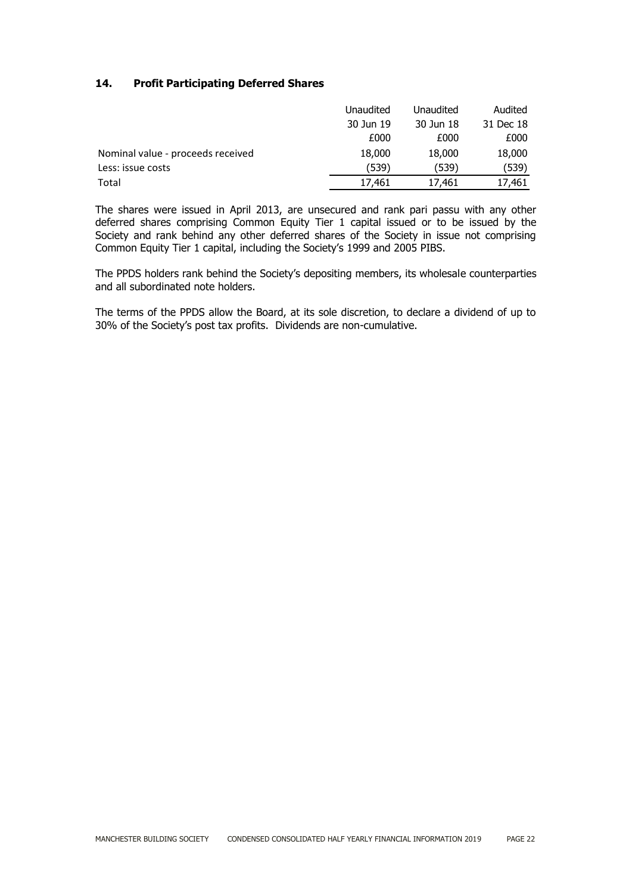## 14. Profit Participating Deferred Shares

| | Unaudited 30 Jun 19 £000 | Unaudited 30 Jun 18 £000 | Audited 31 Dec 18 £000 |
|---|---|---|---|
| Nominal value - proceeds received | 18,000 | 18,000 | 18,000 |
| Less: issue costs | (539) | (539) | (539) |
| Total | 17,461 | 17,461 | 17,461 |

The shares were issued in April 2013, are unsecured and rank pari passu with any other deferred shares comprising Common Equity Tier 1 capital issued or to be issued by the Society and rank behind any other deferred shares of the Society in issue not comprising Common Equity Tier 1 capital, including the Society's 1999 and 2005 PIBS.

The PPDS holders rank behind the Society's depositing members, its wholesale counterparties and all subordinated note holders.

The terms of the PPDS allow the Board, at its sole discretion, to declare a dividend of up to 30% of the Society's post tax profits. Dividends are non-cumulative.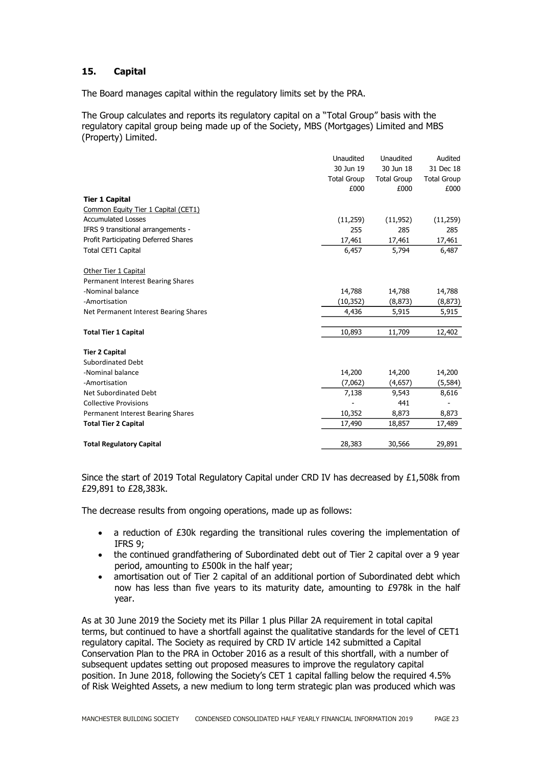## 15. Capital

The Board manages capital within the regulatory limits set by the PRA.

The Group calculates and reports its regulatory capital on a "Total Group" basis with the regulatory capital group being made up of the Society, MBS (Mortgages) Limited and MBS (Property) Limited.

| | Unaudited 30 Jun 19 Total Group £000 | Unaudited 30 Jun 18 Total Group £000 | Audited 31 Dec 18 Total Group £000 |
|---|---|---|---|
| **Tier 1 Capital** | | | |
| Common Equity Tier 1 Capital (CET1) | | | |
| Accumulated Losses | (11,259) | (11,952) | (11,259) |
| IFRS 9 transitional arrangements - | 255 | 285 | 285 |
| Profit Participating Deferred Shares | 17,461 | 17,461 | 17,461 |
| Total CET1 Capital | 6,457 | 5,794 | 6,487 |
| | | | |
| Other Tier 1 Capital | | | |
| Permanent Interest Bearing Shares | | | |
| -Nominal balance | 14,788 | 14,788 | 14,788 |
| -Amortisation | (10,352) | (8,873) | (8,873) |
| Net Permanent Interest Bearing Shares | 4,436 | 5,915 | 5,915 |
| | | | |
| **Total Tier 1 Capital** | 10,893 | 11,709 | 12,402 |
| | | | |
| **Tier 2 Capital** | | | |
| Subordinated Debt | | | |
| -Nominal balance | 14,200 | 14,200 | 14,200 |
| -Amortisation | (7,062) | (4,657) | (5,584) |
| Net Subordinated Debt | 7,138 | 9,543 | 8,616 |
| Collective Provisions | - | 441 | - |
| Permanent Interest Bearing Shares | 10,352 | 8,873 | 8,873 |
| **Total Tier 2 Capital** | 17,490 | 18,857 | 17,489 |
| | | | |
| **Total Regulatory Capital** | 28,383 | 30,566 | 29,891 |

Since the start of 2019 Total Regulatory Capital under CRD IV has decreased by £1,508k from £29,891 to £28,383k.

The decrease results from ongoing operations, made up as follows:

- a reduction of £30k regarding the transitional rules covering the implementation of IFRS 9;
- the continued grandfathering of Subordinated debt out of Tier 2 capital over a 9 year period, amounting to £500k in the half year;
- amortisation out of Tier 2 capital of an additional portion of Subordinated debt which now has less than five years to its maturity date, amounting to £978k in the half year.

As at 30 June 2019 the Society met its Pillar 1 plus Pillar 2A requirement in total capital terms, but continued to have a shortfall against the qualitative standards for the level of CET1 regulatory capital. The Society as required by CRD IV article 142 submitted a Capital Conservation Plan to the PRA in October 2016 as a result of this shortfall, with a number of subsequent updates setting out proposed measures to improve the regulatory capital position. In June 2018, following the Society's CET 1 capital falling below the required 4.5% of Risk Weighted Assets, a new medium to long term strategic plan was produced which was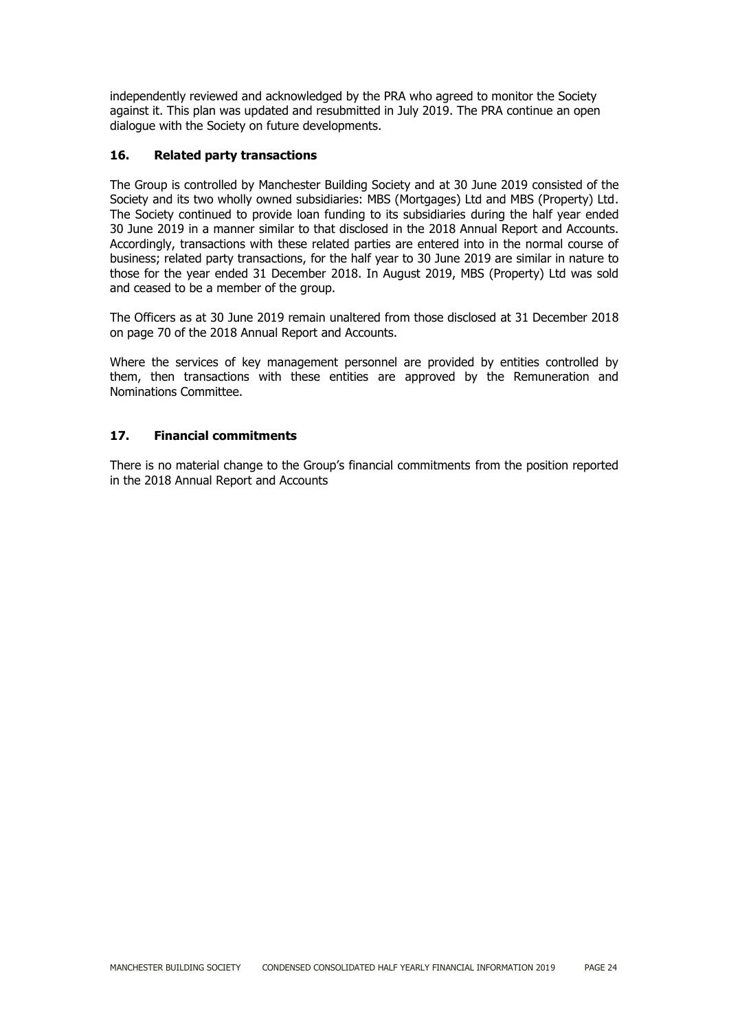independently reviewed and acknowledged by the PRA who agreed to monitor the Society against it. This plan was updated and resubmitted in July 2019. The PRA continue an open dialogue with the Society on future developments.

## 16. Related party transactions

The Group is controlled by Manchester Building Society and at 30 June 2019 consisted of the Society and its two wholly owned subsidiaries: MBS (Mortgages) Ltd and MBS (Property) Ltd. The Society continued to provide loan funding to its subsidiaries during the half year ended 30 June 2019 in a manner similar to that disclosed in the 2018 Annual Report and Accounts. Accordingly, transactions with these related parties are entered into in the normal course of business; related party transactions, for the half year to 30 June 2019 are similar in nature to those for the year ended 31 December 2018. In August 2019, MBS (Property) Ltd was sold and ceased to be a member of the group.

The Officers as at 30 June 2019 remain unaltered from those disclosed at 31 December 2018 on page 70 of the 2018 Annual Report and Accounts.

Where the services of key management personnel are provided by entities controlled by them, then transactions with these entities are approved by the Remuneration and Nominations Committee.

## 17. Financial commitments

There is no material change to the Group's financial commitments from the position reported in the 2018 Annual Report and Accounts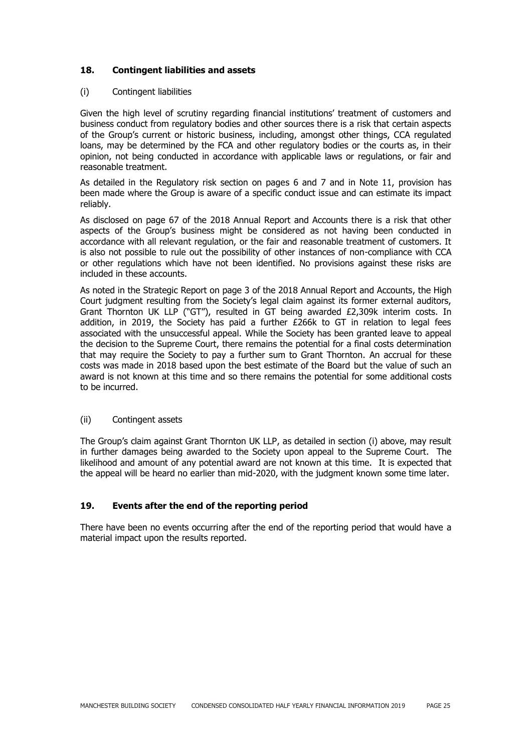## 18. Contingent liabilities and assets

### (i) Contingent liabilities

Given the high level of scrutiny regarding financial institutions' treatment of customers and business conduct from regulatory bodies and other sources there is a risk that certain aspects of the Group's current or historic business, including, amongst other things, CCA regulated loans, may be determined by the FCA and other regulatory bodies or the courts as, in their opinion, not being conducted in accordance with applicable laws or regulations, or fair and reasonable treatment.

As detailed in the Regulatory risk section on pages 6 and 7 and in Note 11, provision has been made where the Group is aware of a specific conduct issue and can estimate its impact reliably.

As disclosed on page 67 of the 2018 Annual Report and Accounts there is a risk that other aspects of the Group's business might be considered as not having been conducted in accordance with all relevant regulation, or the fair and reasonable treatment of customers. It is also not possible to rule out the possibility of other instances of non-compliance with CCA or other regulations which have not been identified. No provisions against these risks are included in these accounts.

As noted in the Strategic Report on page 3 of the 2018 Annual Report and Accounts, the High Court judgment resulting from the Society's legal claim against its former external auditors, Grant Thornton UK LLP ("GT"), resulted in GT being awarded £2,309k interim costs. In addition, in 2019, the Society has paid a further £266k to GT in relation to legal fees associated with the unsuccessful appeal. While the Society has been granted leave to appeal the decision to the Supreme Court, there remains the potential for a final costs determination that may require the Society to pay a further sum to Grant Thornton. An accrual for these costs was made in 2018 based upon the best estimate of the Board but the value of such an award is not known at this time and so there remains the potential for some additional costs to be incurred.

### (ii) Contingent assets

The Group's claim against Grant Thornton UK LLP, as detailed in section (i) above, may result in further damages being awarded to the Society upon appeal to the Supreme Court. The likelihood and amount of any potential award are not known at this time. It is expected that the appeal will be heard no earlier than mid-2020, with the judgment known some time later.

## 19. Events after the end of the reporting period

There have been no events occurring after the end of the reporting period that would have a material impact upon the results reported.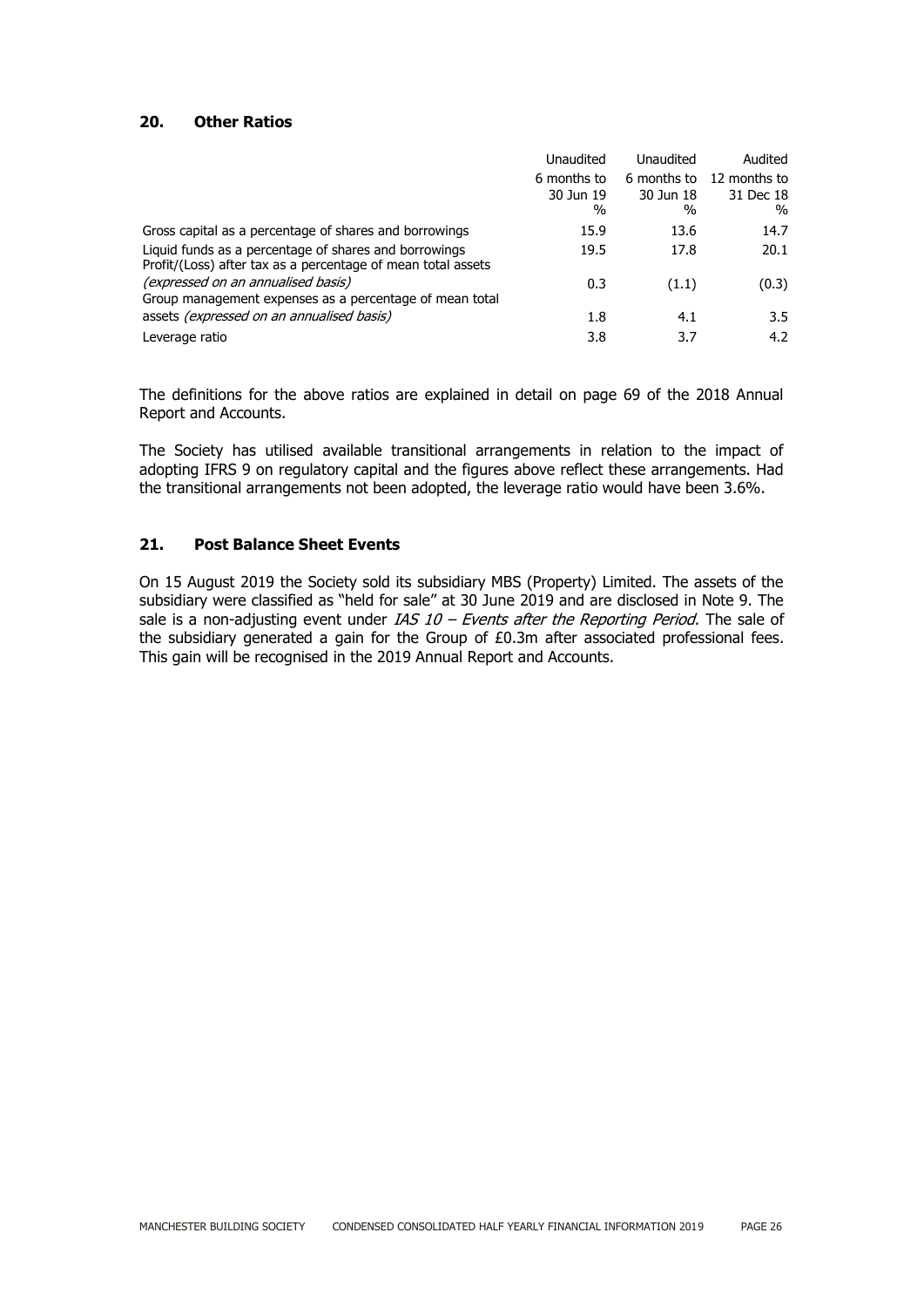## 20. Other Ratios

| | Unaudited 6 months to 30 Jun 19 % | Unaudited 6 months to 30 Jun 18 % | Audited 12 months to 31 Dec 18 % |
|---|---|---|---|
| Gross capital as a percentage of shares and borrowings | 15.9 | 13.6 | 14.7 |
| Liquid funds as a percentage of shares and borrowings | 19.5 | 17.8 | 20.1 |
| Profit/(Loss) after tax as a percentage of mean total assets *(expressed on an annualised basis)* | 0.3 | (1.1) | (0.3) |
| Group management expenses as a percentage of mean total assets *(expressed on an annualised basis)* | 1.8 | 4.1 | 3.5 |
| Leverage ratio | 3.8 | 3.7 | 4.2 |

The definitions for the above ratios are explained in detail on page 69 of the 2018 Annual Report and Accounts.

The Society has utilised available transitional arrangements in relation to the impact of adopting IFRS 9 on regulatory capital and the figures above reflect these arrangements. Had the transitional arrangements not been adopted, the leverage ratio would have been 3.6%.

## 21. Post Balance Sheet Events

On 15 August 2019 the Society sold its subsidiary MBS (Property) Limited. The assets of the subsidiary were classified as "held for sale" at 30 June 2019 and are disclosed in Note 9. The sale is a non-adjusting event under *IAS 10 – Events after the Reporting Period*. The sale of the subsidiary generated a gain for the Group of £0.3m after associated professional fees. This gain will be recognised in the 2019 Annual Report and Accounts.